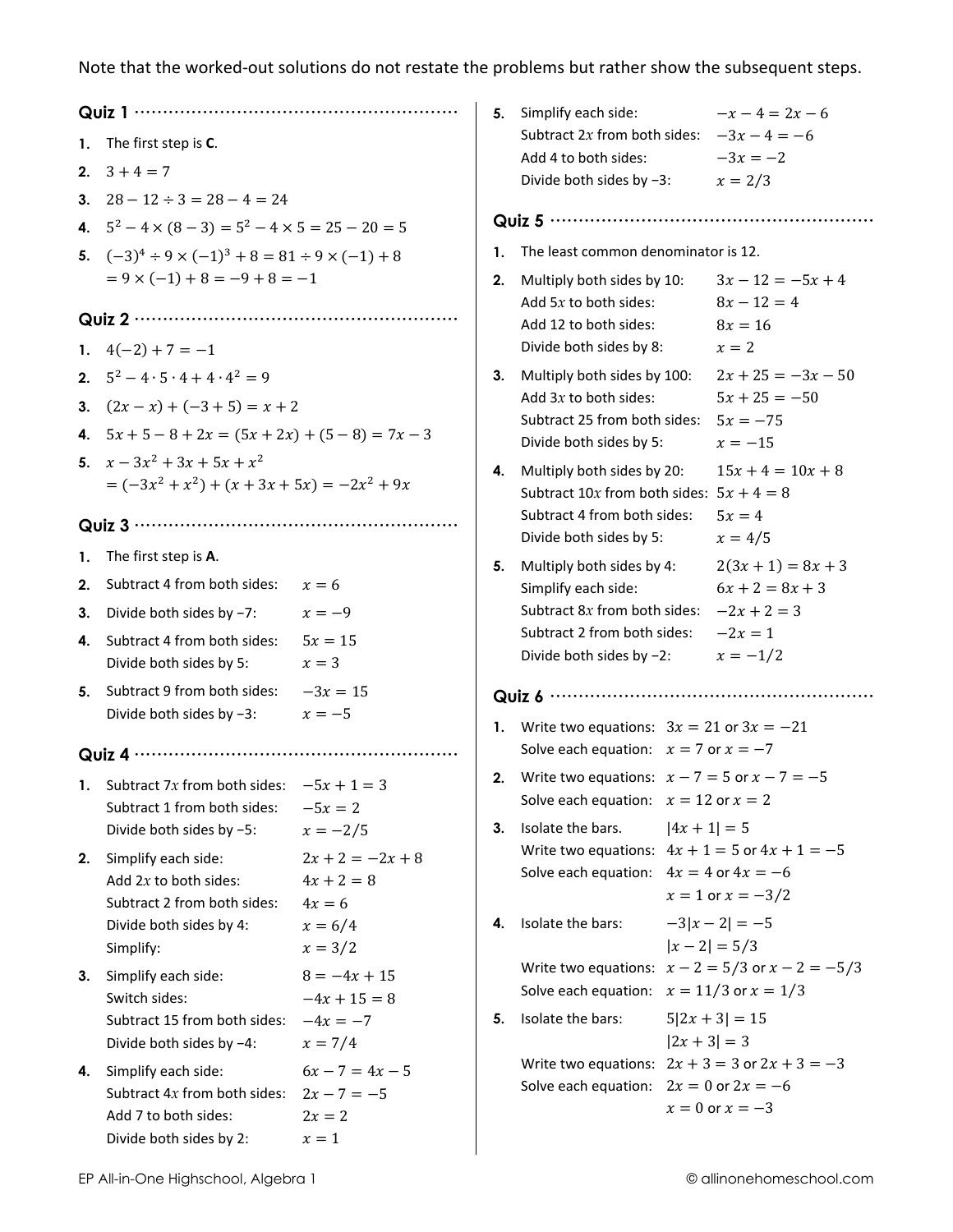Note that the worked-out solutions do not restate the problems but rather show the subsequent steps.

## Quiz 1

1. The first step is **C**.
2. $3 + 4 = 7$
3. $28 - 12 \div 3 = 28 - 4 = 24$
4. $5^2 - 4 \times (8 - 3) = 5^2 - 4 \times 5 = 25 - 20 = 5$
5. $(-3)^4 \div 9 \times (-1)^3 + 8 = 81 \div 9 \times (-1) + 8$
   $= 9 \times (-1) + 8 = -9 + 8 = -1$

## Quiz 2

1. $4(-2) + 7 = -1$
2. $5^2 - 4 \cdot 5 \cdot 4 + 4 \cdot 4^2 = 9$
3. $(2x - x) + (-3 + 5) = x + 2$
4. $5x + 5 - 8 + 2x = (5x + 2x) + (5 - 8) = 7x - 3$
5. $x - 3x^2 + 3x + 5x + x^2$
   $= (-3x^2 + x^2) + (x + 3x + 5x) = -2x^2 + 9x$

## Quiz 3

1. The first step is **A**.
2. Subtract 4 from both sides: $x = 6$
3. Divide both sides by −7: $x = -9$
4. Subtract 4 from both sides: $5x = 15$
   Divide both sides by 5: $x = 3$
5. Subtract 9 from both sides: $-3x = 15$
   Divide both sides by −3: $x = -5$

## Quiz 4

1. Subtract $7x$ from both sides: $-5x + 1 = 3$
   Subtract 1 from both sides: $-5x = 2$
   Divide both sides by −5: $x = -2/5$
2. Simplify each side: $2x + 2 = -2x + 8$
   Add $2x$ to both sides: $4x + 2 = 8$
   Subtract 2 from both sides: $4x = 6$
   Divide both sides by 4: $x = 6/4$
   Simplify: $x = 3/2$
3. Simplify each side: $8 = -4x + 15$
   Switch sides: $-4x + 15 = 8$
   Subtract 15 from both sides: $-4x = -7$
   Divide both sides by −4: $x = 7/4$
4. Simplify each side: $6x - 7 = 4x - 5$
   Subtract $4x$ from both sides: $2x - 7 = -5$
   Add 7 to both sides: $2x = 2$
   Divide both sides by 2: $x = 1$
5. Simplify each side: $-x - 4 = 2x - 6$
   Subtract $2x$ from both sides: $-3x - 4 = -6$
   Add 4 to both sides: $-3x = -2$
   Divide both sides by −3: $x = 2/3$

## Quiz 5

1. The least common denominator is 12.
2. Multiply both sides by 10: $3x - 12 = -5x + 4$
   Add $5x$ to both sides: $8x - 12 = 4$
   Add 12 to both sides: $8x = 16$
   Divide both sides by 8: $x = 2$
3. Multiply both sides by 100: $2x + 25 = -3x - 50$
   Add $3x$ to both sides: $5x + 25 = -50$
   Subtract 25 from both sides: $5x = -75$
   Divide both sides by 5: $x = -15$
4. Multiply both sides by 20: $15x + 4 = 10x + 8$
   Subtract $10x$ from both sides: $5x + 4 = 8$
   Subtract 4 from both sides: $5x = 4$
   Divide both sides by 5: $x = 4/5$
5. Multiply both sides by 4: $2(3x + 1) = 8x + 3$
   Simplify each side: $6x + 2 = 8x + 3$
   Subtract $8x$ from both sides: $-2x + 2 = 3$
   Subtract 2 from both sides: $-2x = 1$
   Divide both sides by −2: $x = -1/2$

## Quiz 6

1. Write two equations: $3x = 21$ or $3x = -21$
   Solve each equation: $x = 7$ or $x = -7$
2. Write two equations: $x - 7 = 5$ or $x - 7 = -5$
   Solve each equation: $x = 12$ or $x = 2$
3. Isolate the bars. $|4x + 1| = 5$
   Write two equations: $4x + 1 = 5$ or $4x + 1 = -5$
   Solve each equation: $4x = 4$ or $4x = -6$
   $x = 1$ or $x = -3/2$
4. Isolate the bars: $-3|x - 2| = -5$
   $|x - 2| = 5/3$
   Write two equations: $x - 2 = 5/3$ or $x - 2 = -5/3$
   Solve each equation: $x = 11/3$ or $x = 1/3$
5. Isolate the bars: $5|2x + 3| = 15$
   $|2x + 3| = 3$
   Write two equations: $2x + 3 = 3$ or $2x + 3 = -3$
   Solve each equation: $2x = 0$ or $2x = -6$
   $x = 0$ or $x = -3$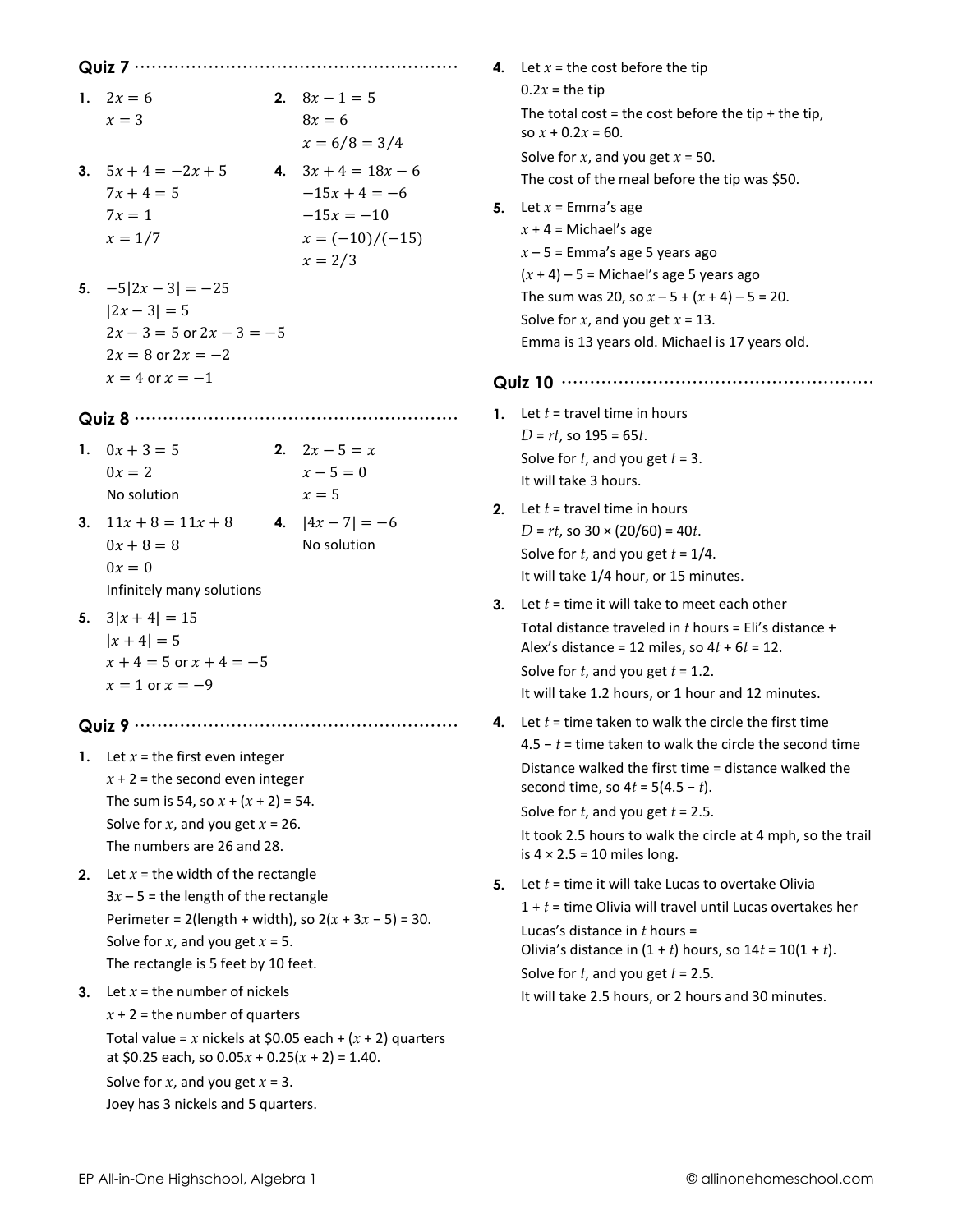## Quiz 7

1. $2x = 6$
   $x = 3$

2. $8x - 1 = 5$
   $8x = 6$
   $x = 6/8 = 3/4$

3. $5x + 4 = -2x + 5$
   $7x + 4 = 5$
   $7x = 1$
   $x = 1/7$

4. $3x + 4 = 18x - 6$
   $-15x + 4 = -6$
   $-15x = -10$
   $x = (-10)/(-15)$
   $x = 2/3$

5. $-5|2x - 3| = -25$
   $|2x - 3| = 5$
   $2x - 3 = 5$ or $2x - 3 = -5$
   $2x = 8$ or $2x = -2$
   $x = 4$ or $x = -1$

## Quiz 8

1. $0x + 3 = 5$
   $0x = 2$
   No solution

2. $2x - 5 = x$
   $x - 5 = 0$
   $x = 5$

3. $11x + 8 = 11x + 8$
   $0x + 8 = 8$
   $0x = 0$
   Infinitely many solutions

4. $|4x - 7| = -6$
   No solution

5. $3|x + 4| = 15$
   $|x + 4| = 5$
   $x + 4 = 5$ or $x + 4 = -5$
   $x = 1$ or $x = -9$

## Quiz 9

1. Let $x$ = the first even integer
   $x + 2$ = the second even integer
   The sum is 54, so $x + (x + 2) = 54$.
   Solve for $x$, and you get $x = 26$.
   The numbers are 26 and 28.

2. Let $x$ = the width of the rectangle
   $3x - 5$ = the length of the rectangle
   Perimeter = 2(length + width), so $2(x + 3x - 5) = 30$.
   Solve for $x$, and you get $x = 5$.
   The rectangle is 5 feet by 10 feet.

3. Let $x$ = the number of nickels
   $x + 2$ = the number of quarters
   Total value = $x$ nickels at \$0.05 each + $(x + 2)$ quarters at \$0.25 each, so $0.05x + 0.25(x + 2) = 1.40$.
   Solve for $x$, and you get $x = 3$.
   Joey has 3 nickels and 5 quarters.

4. Let $x$ = the cost before the tip
   $0.2x$ = the tip
   The total cost = the cost before the tip + the tip, so $x + 0.2x = 60$.
   Solve for $x$, and you get $x = 50$.
   The cost of the meal before the tip was \$50.

5. Let $x$ = Emma's age
   $x + 4$ = Michael's age
   $x - 5$ = Emma's age 5 years ago
   $(x + 4) - 5$ = Michael's age 5 years ago
   The sum was 20, so $x - 5 + (x + 4) - 5 = 20$.
   Solve for $x$, and you get $x = 13$.
   Emma is 13 years old. Michael is 17 years old.

## Quiz 10

1. Let $t$ = travel time in hours
   $D = rt$, so $195 = 65t$.
   Solve for $t$, and you get $t = 3$.
   It will take 3 hours.

2. Let $t$ = travel time in hours
   $D = rt$, so $30 \times (20/60) = 40t$.
   Solve for $t$, and you get $t = 1/4$.
   It will take 1/4 hour, or 15 minutes.

3. Let $t$ = time it will take to meet each other
   Total distance traveled in $t$ hours = Eli's distance + Alex's distance = 12 miles, so $4t + 6t = 12$.
   Solve for $t$, and you get $t = 1.2$.
   It will take 1.2 hours, or 1 hour and 12 minutes.

4. Let $t$ = time taken to walk the circle the first time
   $4.5 - t$ = time taken to walk the circle the second time
   Distance walked the first time = distance walked the second time, so $4t = 5(4.5 - t)$.
   Solve for $t$, and you get $t = 2.5$.
   It took 2.5 hours to walk the circle at 4 mph, so the trail is $4 \times 2.5 = 10$ miles long.

5. Let $t$ = time it will take Lucas to overtake Olivia
   $1 + t$ = time Olivia will travel until Lucas overtakes her
   Lucas's distance in $t$ hours = Olivia's distance in $(1 + t)$ hours, so $14t = 10(1 + t)$.
   Solve for $t$, and you get $t = 2.5$.
   It will take 2.5 hours, or 2 hours and 30 minutes.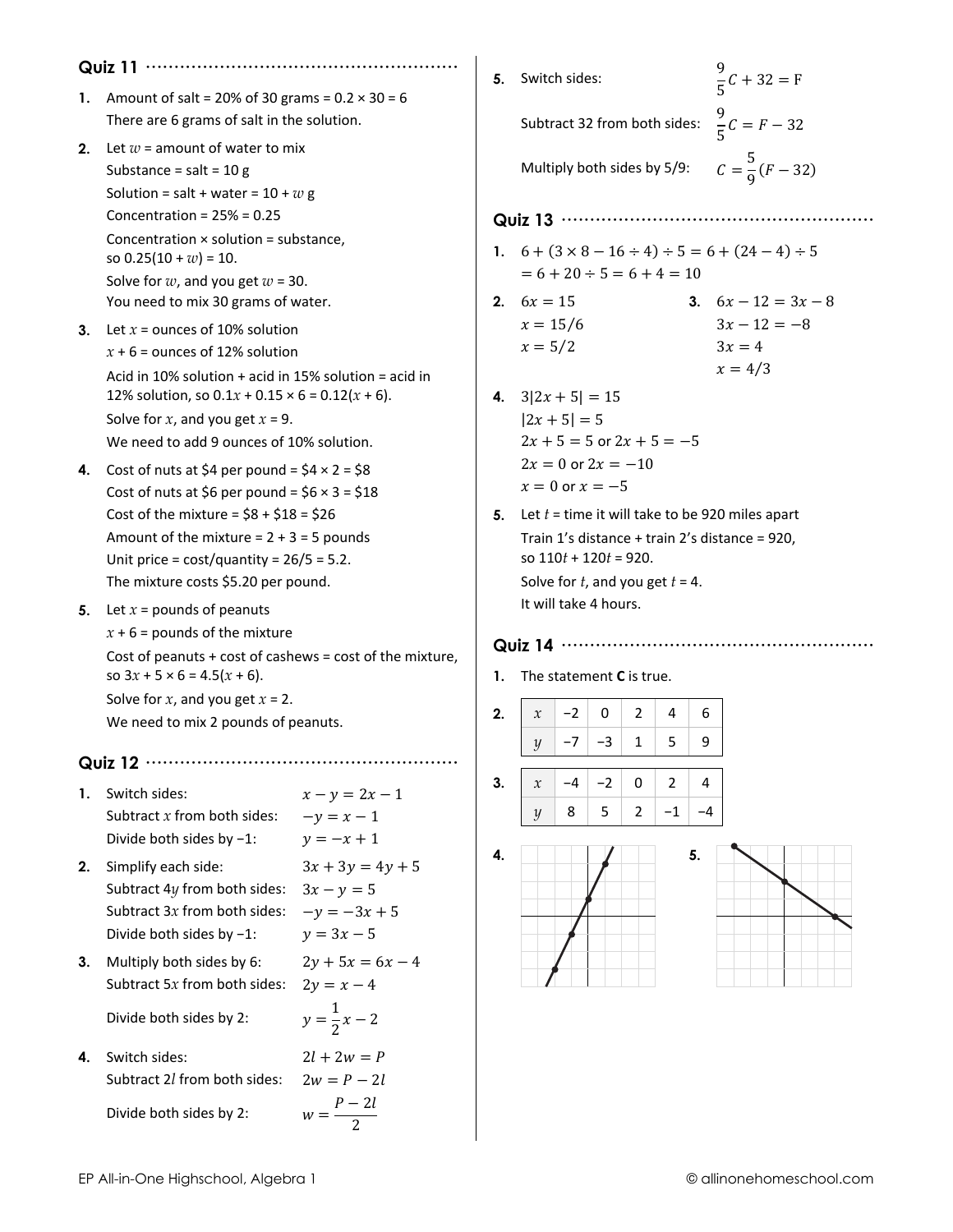## Quiz 11

1. Amount of salt = 20% of 30 grams = 0.2 × 30 = 6
   There are 6 grams of salt in the solution.

2. Let $w$ = amount of water to mix
   Substance = salt = 10 g
   Solution = salt + water = 10 + $w$ g
   Concentration = 25% = 0.25
   Concentration × solution = substance, so $0.25(10 + w) = 10$.
   Solve for $w$, and you get $w = 30$.
   You need to mix 30 grams of water.

3. Let $x$ = ounces of 10% solution
   $x + 6$ = ounces of 12% solution
   Acid in 10% solution + acid in 15% solution = acid in 12% solution, so $0.1x + 0.15 \times 6 = 0.12(x + 6)$.
   Solve for $x$, and you get $x = 9$.
   We need to add 9 ounces of 10% solution.

4. Cost of nuts at \$4 per pound = \$4 × 2 = \$8
   Cost of nuts at \$6 per pound = \$6 × 3 = \$18
   Cost of the mixture = \$8 + \$18 = \$26
   Amount of the mixture = 2 + 3 = 5 pounds
   Unit price = cost/quantity = 26/5 = 5.2.
   The mixture costs \$5.20 per pound.

5. Let $x$ = pounds of peanuts
   $x + 6$ = pounds of the mixture
   Cost of peanuts + cost of cashews = cost of the mixture, so $3x + 5 \times 6 = 4.5(x + 6)$.
   Solve for $x$, and you get $x = 2$.
   We need to mix 2 pounds of peanuts.

## Quiz 12

1. Switch sides: $x - y = 2x - 1$
   Subtract $x$ from both sides: $-y = x - 1$
   Divide both sides by −1: $y = -x + 1$

2. Simplify each side: $3x + 3y = 4y + 5$
   Subtract $4y$ from both sides: $3x - y = 5$
   Subtract $3x$ from both sides: $-y = -3x + 5$
   Divide both sides by −1: $y = 3x - 5$

3. Multiply both sides by 6: $2y + 5x = 6x - 4$
   Subtract $5x$ from both sides: $2y = x - 4$
   Divide both sides by 2: $y = \frac{1}{2}x - 2$

4. Switch sides: $2l + 2w = P$
   Subtract $2l$ from both sides: $2w = P - 2l$
   Divide both sides by 2: $w = \frac{P - 2l}{2}$

5. Switch sides: $\frac{9}{5}C + 32 = \text{F}$
   Subtract 32 from both sides: $\frac{9}{5}C = F - 32$
   Multiply both sides by 5/9: $C = \frac{5}{9}(F - 32)$

## Quiz 13

1. $6 + (3 \times 8 - 16 \div 4) \div 5 = 6 + (24 - 4) \div 5$
   $= 6 + 20 \div 5 = 6 + 4 = 10$

2. $6x = 15$
   $x = 15/6$
   $x = 5/2$

3. $6x - 12 = 3x - 8$
   $3x - 12 = -8$
   $3x = 4$
   $x = 4/3$

4. $3|2x + 5| = 15$
   $|2x + 5| = 5$
   $2x + 5 = 5$ or $2x + 5 = -5$
   $2x = 0$ or $2x = -10$
   $x = 0$ or $x = -5$

5. Let $t$ = time it will take to be 920 miles apart
   Train 1's distance + train 2's distance = 920, so $110t + 120t = 920$.
   Solve for $t$, and you get $t = 4$.
   It will take 4 hours.

## Quiz 14

1. The statement **C** is true.

2.

| $x$ | −2 | 0 | 2 | 4 | 6 |
|---|---|---|---|---|---|
| $y$ | −7 | −3 | 1 | 5 | 9 |

3.

| $x$ | −4 | −2 | 0 | 2 | 4 |
|---|---|---|---|---|---|
| $y$ | 8 | 5 | 2 | −1 | −4 |

4.

5.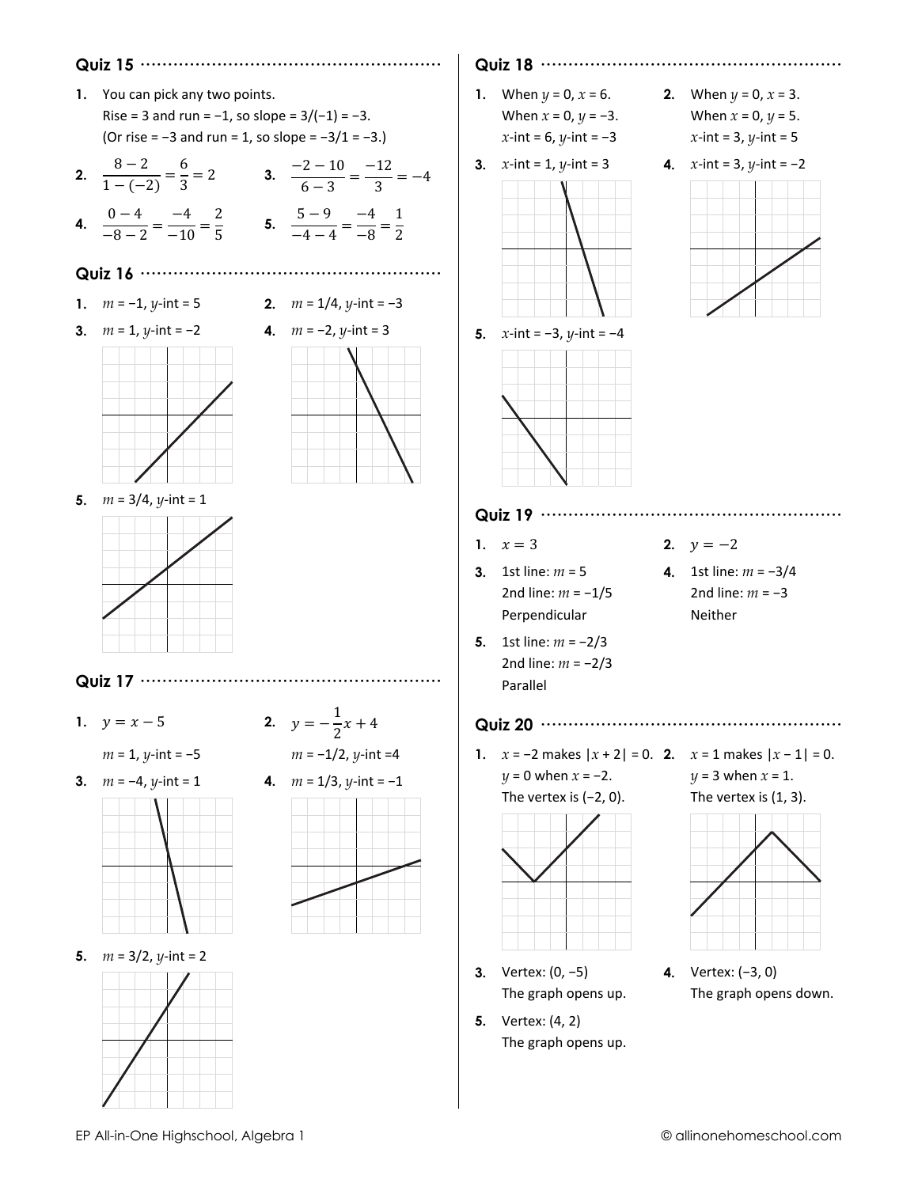## Quiz 15

1. You can pick any two points.
   Rise = 3 and run = −1, so slope = 3/(−1) = −3.
   (Or rise = −3 and run = 1, so slope = −3/1 = −3.)

2. $\frac{8-2}{1-(-2)} = \frac{6}{3} = 2$

3. $\frac{-2-10}{6-3} = \frac{-12}{3} = -4$

4. $\frac{0-4}{-8-2} = \frac{-4}{-10} = \frac{2}{5}$

5. $\frac{5-9}{-4-4} = \frac{-4}{-8} = \frac{1}{2}$

## Quiz 16

1. $m$ = −1, $y$-int = 5
2. $m$ = 1/4, $y$-int = −3
3. $m$ = 1, $y$-int = −2
4. $m$ = −2, $y$-int = 3
5. $m$ = 3/4, $y$-int = 1

## Quiz 17

1. $y = x - 5$
   $m$ = 1, $y$-int = −5
2. $y = -\frac{1}{2}x + 4$
   $m$ = −1/2, $y$-int =4
3. $m$ = −4, $y$-int = 1
4. $m$ = 1/3, $y$-int = −1
5. $m$ = 3/2, $y$-int = 2

## Quiz 18

1. When $y$ = 0, $x$ = 6.
   When $x$ = 0, $y$ = −3.
   $x$-int = 6, $y$-int = −3
2. When $y$ = 0, $x$ = 3.
   When $x$ = 0, $y$ = 5.
   $x$-int = 3, $y$-int = 5
3. $x$-int = 1, $y$-int = 3
4. $x$-int = 3, $y$-int = −2
5. $x$-int = −3, $y$-int = −4

## Quiz 19

1. $x = 3$
2. $y = -2$
3. 1st line: $m$ = 5
   2nd line: $m$ = −1/5
   Perpendicular
4. 1st line: $m$ = −3/4
   2nd line: $m$ = −3
   Neither
5. 1st line: $m$ = −2/3
   2nd line: $m$ = −2/3
   Parallel

## Quiz 20

1. $x$ = −2 makes $|x + 2|$ = 0.
   $y$ = 0 when $x$ = −2.
   The vertex is (−2, 0).
2. $x$ = 1 makes $|x - 1|$ = 0.
   $y$ = 3 when $x$ = 1.
   The vertex is (1, 3).
3. Vertex: (0, −5)
   The graph opens up.
4. Vertex: (−3, 0)
   The graph opens down.
5. Vertex: (4, 2)
   The graph opens up.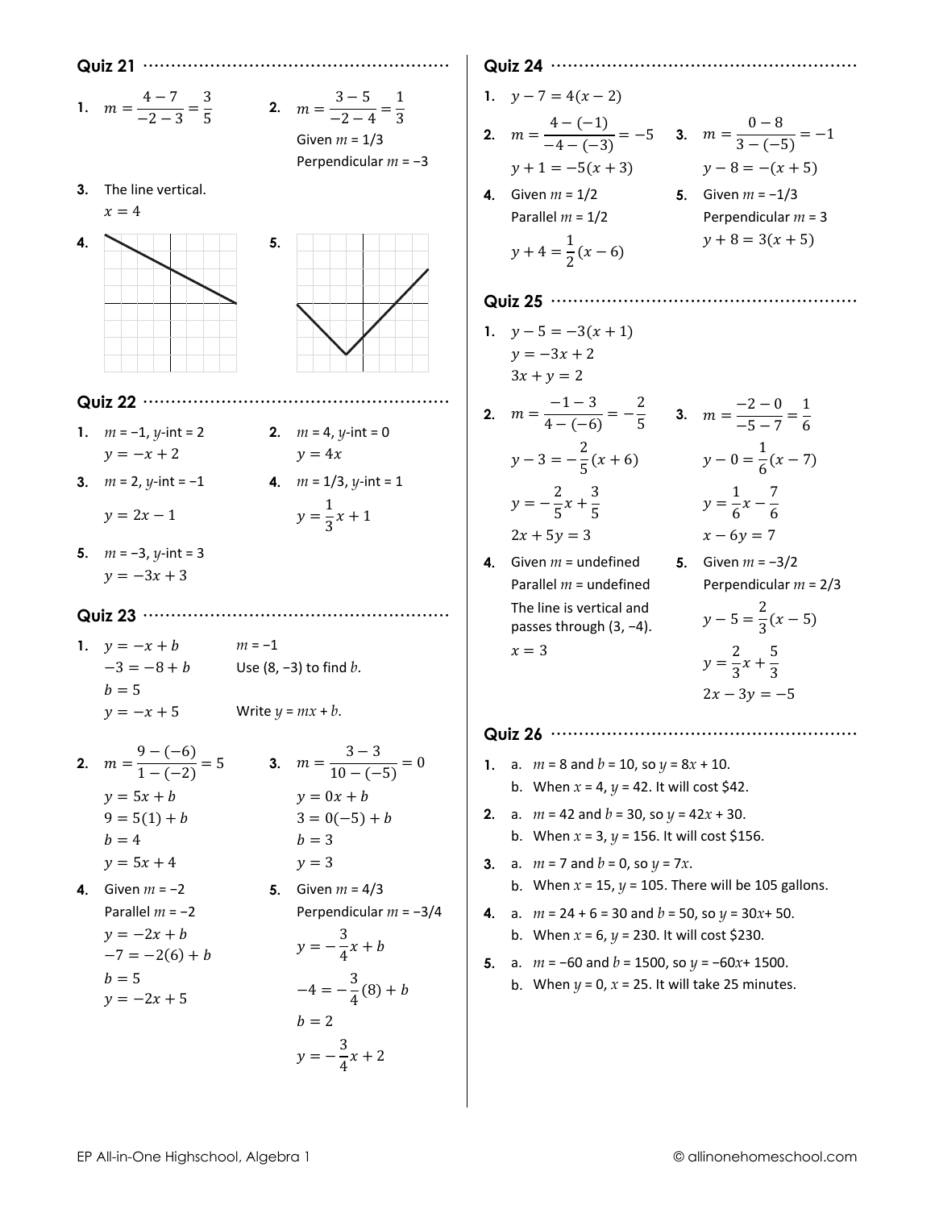## Quiz 21

1. $m = \frac{4-7}{-2-3} = \frac{3}{5}$

2. $m = \frac{3-5}{-2-4} = \frac{1}{3}$
   Given $m$ = 1/3
   Perpendicular $m$ = −3

3. The line vertical.
   $x = 4$

4.

5.

## Quiz 22

1. $m$ = −1, $y$-int = 2
   $y = -x + 2$

2. $m$ = 4, $y$-int = 0
   $y = 4x$

3. $m$ = 2, $y$-int = −1
   $y = 2x - 1$

4. $m$ = 1/3, $y$-int = 1
   $y = \frac{1}{3}x + 1$

5. $m$ = −3, $y$-int = 3
   $y = -3x + 3$

## Quiz 23

1. $y = -x + b$ $\quad$ $m$ = −1
   $-3 = -8 + b$ $\quad$ Use (8, −3) to find $b$.
   $b = 5$
   $y = -x + 5$ $\quad$ Write $y = mx + b$.

2. $m = \frac{9-(-6)}{1-(-2)} = 5$
   $y = 5x + b$
   $9 = 5(1) + b$
   $b = 4$
   $y = 5x + 4$

3. $m = \frac{3-3}{10-(-5)} = 0$
   $y = 0x + b$
   $3 = 0(-5) + b$
   $b = 3$
   $y = 3$

4. Given $m$ = −2
   Parallel $m$ = −2
   $y = -2x + b$
   $-7 = -2(6) + b$
   $b = 5$
   $y = -2x + 5$

5. Given $m$ = 4/3
   Perpendicular $m$ = −3/4
   $y = -\frac{3}{4}x + b$
   $-4 = -\frac{3}{4}(8) + b$
   $b = 2$
   $y = -\frac{3}{4}x + 2$

## Quiz 24

1. $y - 7 = 4(x - 2)$

2. $m = \frac{4-(-1)}{-4-(-3)} = -5$
   $y + 1 = -5(x + 3)$

3. $m = \frac{0-8}{3-(-5)} = -1$
   $y - 8 = -(x + 5)$

4. Given $m$ = 1/2
   Parallel $m$ = 1/2
   $y + 4 = \frac{1}{2}(x - 6)$

5. Given $m$ = −1/3
   Perpendicular $m$ = 3
   $y + 8 = 3(x + 5)$

## Quiz 25

1. $y - 5 = -3(x + 1)$
   $y = -3x + 2$
   $3x + y = 2$

2. $m = \frac{-1-3}{4-(-6)} = -\frac{2}{5}$
   $y - 3 = -\frac{2}{5}(x + 6)$
   $y = -\frac{2}{5}x + \frac{3}{5}$
   $2x + 5y = 3$

3. $m = \frac{-2-0}{-5-7} = \frac{1}{6}$
   $y - 0 = \frac{1}{6}(x - 7)$
   $y = \frac{1}{6}x - \frac{7}{6}$
   $x - 6y = 7$

4. Given $m$ = undefined
   Parallel $m$ = undefined
   The line is vertical and passes through (3, −4).
   $x = 3$

5. Given $m$ = −3/2
   Perpendicular $m$ = 2/3
   $y - 5 = \frac{2}{3}(x - 5)$
   $y = \frac{2}{3}x + \frac{5}{3}$
   $2x - 3y = -5$

## Quiz 26

1. a. $m$ = 8 and $b$ = 10, so $y = 8x + 10$.
   b. When $x$ = 4, $y$ = 42. It will cost $42.

2. a. $m$ = 42 and $b$ = 30, so $y = 42x + 30$.
   b. When $x$ = 3, $y$ = 156. It will cost $156.

3. a. $m$ = 7 and $b$ = 0, so $y = 7x$.
   b. When $x$ = 15, $y$ = 105. There will be 105 gallons.

4. a. $m$ = 24 + 6 = 30 and $b$ = 50, so $y = 30x + 50$.
   b. When $x$ = 6, $y$ = 230. It will cost $230.

5. a. $m$ = −60 and $b$ = 1500, so $y = -60x + 1500$.
   b. When $y$ = 0, $x$ = 25. It will take 25 minutes.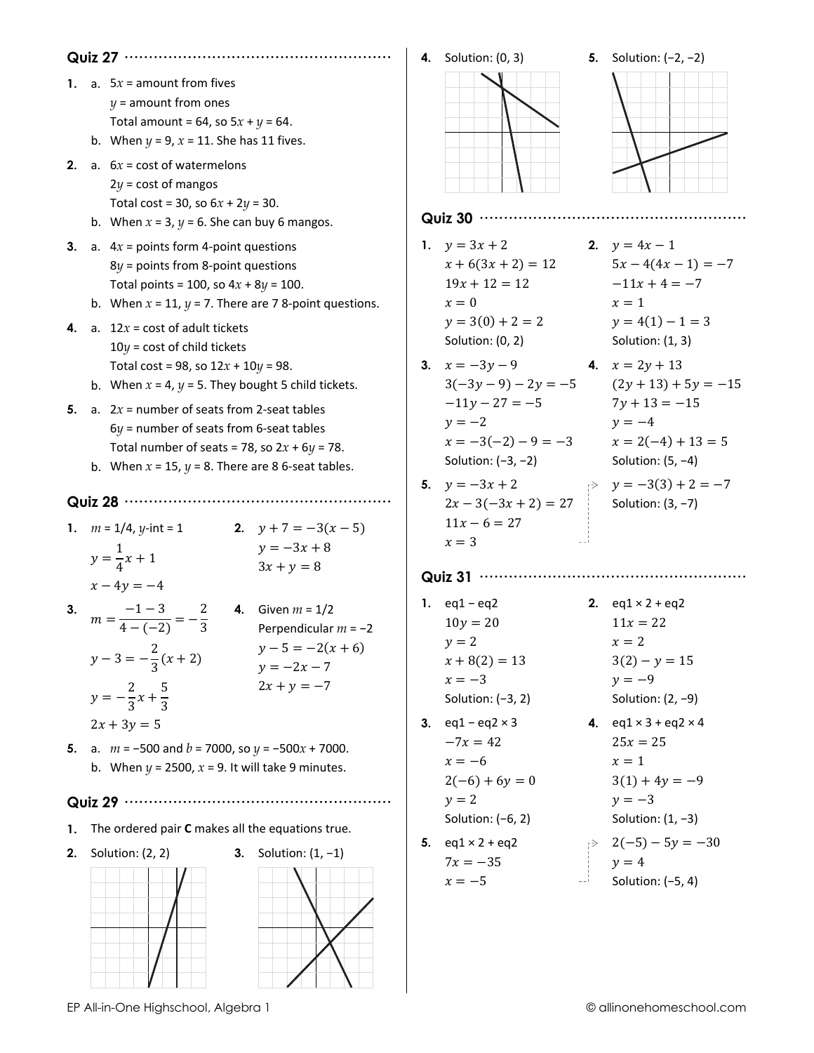## Quiz 27

1. a. $5x$ = amount from fives
   $y$ = amount from ones
   Total amount = 64, so $5x + y = 64$.
   b. When $y = 9$, $x = 11$. She has 11 fives.

2. a. $6x$ = cost of watermelons
   $2y$ = cost of mangos
   Total cost = 30, so $6x + 2y = 30$.
   b. When $x = 3$, $y = 6$. She can buy 6 mangos.

3. a. $4x$ = points form 4-point questions
   $8y$ = points from 8-point questions
   Total points = 100, so $4x + 8y = 100$.
   b. When $x = 11$, $y = 7$. There are 7 8-point questions.

4. a. $12x$ = cost of adult tickets
   $10y$ = cost of child tickets
   Total cost = 98, so $12x + 10y = 98$.
   b. When $x = 4$, $y = 5$. They bought 5 child tickets.

5. a. $2x$ = number of seats from 2-seat tables
   $6y$ = number of seats from 6-seat tables
   Total number of seats = 78, so $2x + 6y = 78$.
   b. When $x = 15$, $y = 8$. There are 8 6-seat tables.

## Quiz 28

1. $m = 1/4$, $y$-int = 1
   $y = \frac{1}{4}x + 1$
   $x - 4y = -4$

2. $y + 7 = -3(x - 5)$
   $y = -3x + 8$
   $3x + y = 8$

3. $m = \frac{-1-3}{4-(-2)} = -\frac{2}{3}$
   $y - 3 = -\frac{2}{3}(x + 2)$
   $y = -\frac{2}{3}x + \frac{5}{3}$
   $2x + 3y = 5$

4. Given $m = 1/2$
   Perpendicular $m = -2$
   $y - 5 = -2(x + 6)$
   $y = -2x - 7$
   $2x + y = -7$

5. a. $m = -500$ and $b = 7000$, so $y = -500x + 7000$.
   b. When $y = 2500$, $x = 9$. It will take 9 minutes.

## Quiz 29

1. The ordered pair **C** makes all the equations true.

2. Solution: (2, 2)

3. Solution: (1, −1)

4. Solution: (0, 3)

5. Solution: (−2, −2)

## Quiz 30

1. $y = 3x + 2$
   $x + 6(3x + 2) = 12$
   $19x + 12 = 12$
   $x = 0$
   $y = 3(0) + 2 = 2$
   Solution: (0, 2)

2. $y = 4x - 1$
   $5x - 4(4x - 1) = -7$
   $-11x + 4 = -7$
   $x = 1$
   $y = 4(1) - 1 = 3$
   Solution: (1, 3)

3. $x = -3y - 9$
   $3(-3y - 9) - 2y = -5$
   $-11y - 27 = -5$
   $y = -2$
   $x = -3(-2) - 9 = -3$
   Solution: (−3, −2)

4. $x = 2y + 13$
   $(2y + 13) + 5y = -15$
   $7y + 13 = -15$
   $y = -4$
   $x = 2(-4) + 13 = 5$
   Solution: (5, −4)

5. $y = -3x + 2$
   $2x - 3(-3x + 2) = 27$
   $11x - 6 = 27$
   $x = 3$
   $y = -3(3) + 2 = -7$
   Solution: (3, −7)

## Quiz 31

1. eq1 − eq2
   $10y = 20$
   $y = 2$
   $x + 8(2) = 13$
   $x = -3$
   Solution: (−3, 2)

2. eq1 × 2 + eq2
   $11x = 22$
   $x = 2$
   $3(2) - y = 15$
   $y = -9$
   Solution: (2, −9)

3. eq1 − eq2 × 3
   $-7x = 42$
   $x = -6$
   $2(-6) + 6y = 0$
   $y = 2$
   Solution: (−6, 2)

4. eq1 × 3 + eq2 × 4
   $25x = 25$
   $x = 1$
   $3(1) + 4y = -9$
   $y = -3$
   Solution: (1, −3)

5. eq1 × 2 + eq2
   $7x = -35$
   $x = -5$
   $2(-5) - 5y = -30$
   $y = 4$
   Solution: (−5, 4)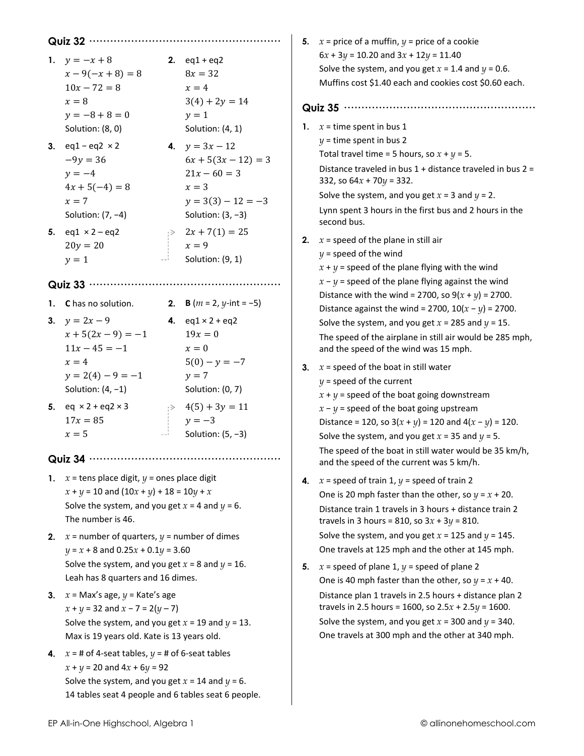## Quiz 32

1. $y = -x + 8$
   $x - 9(-x + 8) = 8$
   $10x - 72 = 8$
   $x = 8$
   $y = -8 + 8 = 0$
   Solution: (8, 0)

2. eq1 + eq2
   $8x = 32$
   $x = 4$
   $3(4) + 2y = 14$
   $y = 1$
   Solution: (4, 1)

3. eq1 − eq2 × 2
   $-9y = 36$
   $y = -4$
   $4x + 5(-4) = 8$
   $x = 7$
   Solution: (7, −4)

4. $y = 3x - 12$
   $6x + 5(3x - 12) = 3$
   $21x - 60 = 3$
   $x = 3$
   $y = 3(3) - 12 = -3$
   Solution: (3, −3)

5. eq1 × 2 − eq2
   $20y = 20$
   $y = 1$
   $2x + 7(1) = 25$
   $x = 9$
   Solution: (9, 1)

## Quiz 33

1. **C** has no solution.

2. **B** ($m$ = 2, $y$-int = −5)

3. $y = 2x - 9$
   $x + 5(2x - 9) = -1$
   $11x - 45 = -1$
   $x = 4$
   $y = 2(4) - 9 = -1$
   Solution: (4, −1)

4. eq1 × 2 + eq2
   $19x = 0$
   $x = 0$
   $5(0) - y = -7$
   $y = 7$
   Solution: (0, 7)

5. eq × 2 + eq2 × 3
   $17x = 85$
   $x = 5$
   $4(5) + 3y = 11$
   $y = -3$
   Solution: (5, −3)

## Quiz 34

1. $x$ = tens place digit, $y$ = ones place digit
   $x + y = 10$ and $(10x + y) + 18 = 10y + x$
   Solve the system, and you get $x = 4$ and $y = 6$.
   The number is 46.

2. $x$ = number of quarters, $y$ = number of dimes
   $y = x + 8$ and $0.25x + 0.1y = 3.60$
   Solve the system, and you get $x = 8$ and $y = 16$.
   Leah has 8 quarters and 16 dimes.

3. $x$ = Max's age, $y$ = Kate's age
   $x + y = 32$ and $x - 7 = 2(y - 7)$
   Solve the system, and you get $x = 19$ and $y = 13$.
   Max is 19 years old. Kate is 13 years old.

4. $x$ = # of 4-seat tables, $y$ = # of 6-seat tables
   $x + y = 20$ and $4x + 6y = 92$
   Solve the system, and you get $x = 14$ and $y = 6$.
   14 tables seat 4 people and 6 tables seat 6 people.

5. $x$ = price of a muffin, $y$ = price of a cookie
   $6x + 3y = 10.20$ and $3x + 12y = 11.40$
   Solve the system, and you get $x = 1.4$ and $y = 0.6$.
   Muffins cost \$1.40 each and cookies cost \$0.60 each.

## Quiz 35

1. $x$ = time spent in bus 1
   $y$ = time spent in bus 2
   Total travel time = 5 hours, so $x + y = 5$.
   Distance traveled in bus 1 + distance traveled in bus 2 = 332, so $64x + 70y = 332$.
   Solve the system, and you get $x = 3$ and $y = 2$.
   Lynn spent 3 hours in the first bus and 2 hours in the second bus.

2. $x$ = speed of the plane in still air
   $y$ = speed of the wind
   $x + y$ = speed of the plane flying with the wind
   $x - y$ = speed of the plane flying against the wind
   Distance with the wind = 2700, so $9(x + y) = 2700$.
   Distance against the wind = 2700, $10(x - y) = 2700$.
   Solve the system, and you get $x = 285$ and $y = 15$.
   The speed of the airplane in still air would be 285 mph, and the speed of the wind was 15 mph.

3. $x$ = speed of the boat in still water
   $y$ = speed of the current
   $x + y$ = speed of the boat going downstream
   $x - y$ = speed of the boat going upstream
   Distance = 120, so $3(x + y) = 120$ and $4(x - y) = 120$.
   Solve the system, and you get $x = 35$ and $y = 5$.
   The speed of the boat in still water would be 35 km/h, and the speed of the current was 5 km/h.

4. $x$ = speed of train 1, $y$ = speed of train 2
   One is 20 mph faster than the other, so $y = x + 20$.
   Distance train 1 travels in 3 hours + distance train 2 travels in 3 hours = 810, so $3x + 3y = 810$.
   Solve the system, and you get $x = 125$ and $y = 145$.
   One travels at 125 mph and the other at 145 mph.

5. $x$ = speed of plane 1, $y$ = speed of plane 2
   One is 40 mph faster than the other, so $y = x + 40$.
   Distance plan 1 travels in 2.5 hours + distance plan 2 travels in 2.5 hours = 1600, so $2.5x + 2.5y = 1600$.
   Solve the system, and you get $x = 300$ and $y = 340$.
   One travels at 300 mph and the other at 340 mph.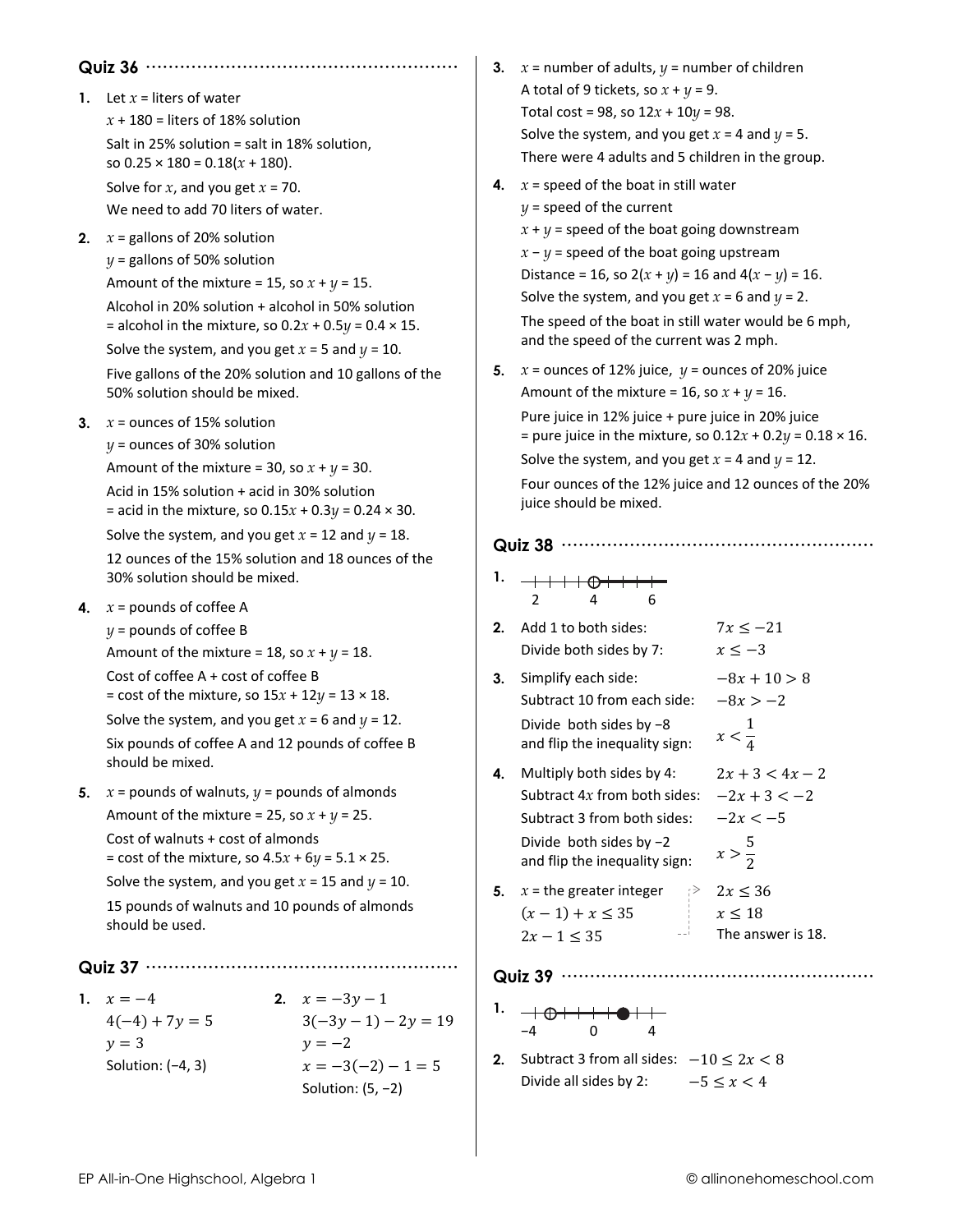## Quiz 36

1. Let $x$ = liters of water
   $x + 180$ = liters of 18% solution
   Salt in 25% solution = salt in 18% solution, so $0.25 \times 180 = 0.18(x + 180)$.
   Solve for $x$, and you get $x = 70$.
   We need to add 70 liters of water.

2. $x$ = gallons of 20% solution
   $y$ = gallons of 50% solution
   Amount of the mixture = 15, so $x + y = 15$.
   Alcohol in 20% solution + alcohol in 50% solution = alcohol in the mixture, so $0.2x + 0.5y = 0.4 \times 15$.
   Solve the system, and you get $x = 5$ and $y = 10$.
   Five gallons of the 20% solution and 10 gallons of the 50% solution should be mixed.

3. $x$ = ounces of 15% solution
   $y$ = ounces of 30% solution
   Amount of the mixture = 30, so $x + y = 30$.
   Acid in 15% solution + acid in 30% solution = acid in the mixture, so $0.15x + 0.3y = 0.24 \times 30$.
   Solve the system, and you get $x = 12$ and $y = 18$.
   12 ounces of the 15% solution and 18 ounces of the 30% solution should be mixed.

4. $x$ = pounds of coffee A
   $y$ = pounds of coffee B
   Amount of the mixture = 18, so $x + y = 18$.
   Cost of coffee A + cost of coffee B = cost of the mixture, so $15x + 12y = 13 \times 18$.
   Solve the system, and you get $x = 6$ and $y = 12$.
   Six pounds of coffee A and 12 pounds of coffee B should be mixed.

5. $x$ = pounds of walnuts, $y$ = pounds of almonds
   Amount of the mixture = 25, so $x + y = 25$.
   Cost of walnuts + cost of almonds = cost of the mixture, so $4.5x + 6y = 5.1 \times 25$.
   Solve the system, and you get $x = 15$ and $y = 10$.
   15 pounds of walnuts and 10 pounds of almonds should be used.

## Quiz 37

1. $x = -4$
   $4(-4) + 7y = 5$
   $y = 3$
   Solution: (−4, 3)

2. $x = -3y - 1$
   $3(-3y - 1) - 2y = 19$
   $y = -2$
   $x = -3(-2) - 1 = 5$
   Solution: (5, −2)

3. $x$ = number of adults, $y$ = number of children
   A total of 9 tickets, so $x + y = 9$.
   Total cost = 98, so $12x + 10y = 98$.
   Solve the system, and you get $x = 4$ and $y = 5$.
   There were 4 adults and 5 children in the group.

4. $x$ = speed of the boat in still water
   $y$ = speed of the current
   $x + y$ = speed of the boat going downstream
   $x - y$ = speed of the boat going upstream
   Distance = 16, so $2(x + y) = 16$ and $4(x - y) = 16$.
   Solve the system, and you get $x = 6$ and $y = 2$.
   The speed of the boat in still water would be 6 mph, and the speed of the current was 2 mph.

5. $x$ = ounces of 12% juice, $y$ = ounces of 20% juice
   Amount of the mixture = 16, so $x + y = 16$.
   Pure juice in 12% juice + pure juice in 20% juice = pure juice in the mixture, so $0.12x + 0.2y = 0.18 \times 16$.
   Solve the system, and you get $x = 4$ and $y = 12$.
   Four ounces of the 12% juice and 12 ounces of the 20% juice should be mixed.

## Quiz 38

1. (Number line: open circle at 4, shaded to the right; labels 2, 4, 6)

2. Add 1 to both sides: $7x \le -21$
   Divide both sides by 7: $x \le -3$

3. Simplify each side: $-8x + 10 > 8$
   Subtract 10 from each side: $-8x > -2$
   Divide both sides by −8 and flip the inequality sign: $x < \frac{1}{4}$

4. Multiply both sides by 4: $2x + 3 < 4x - 2$
   Subtract $4x$ from both sides: $-2x + 3 < -2$
   Subtract 3 from both sides: $-2x < -5$
   Divide both sides by −2 and flip the inequality sign: $x > \frac{5}{2}$

5. $x$ = the greater integer
   $(x - 1) + x \le 35$
   $2x - 1 \le 35$
   $2x \le 36$
   $x \le 18$
   The answer is 18.

## Quiz 39

1. (Number line: open circle at −3, closed circle at 3, shaded between; labels −4, 0, 4)

2. Subtract 3 from all sides: $-10 \le 2x < 8$
   Divide all sides by 2: $-5 \le x < 4$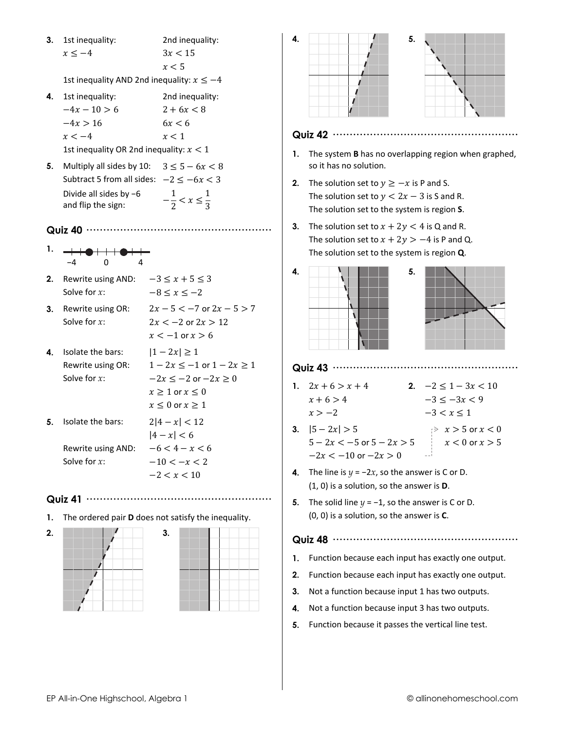**3.** 1st inequality: $x \leq -4$

2nd inequality: $3x < 15$, $x < 5$

1st inequality AND 2nd inequality: $x \leq -4$

**4.** 1st inequality: $-4x - 10 > 6$, $-4x > 16$, $x < -4$

2nd inequality: $2 + 6x < 8$, $6x < 6$, $x < 1$

1st inequality OR 2nd inequality: $x < 1$

**5.** Multiply all sides by 10: $3 \leq 5 - 6x < 8$

Subtract 5 from all sides: $-2 \leq -6x < 3$

Divide all sides by −6 and flip the sign: $-\dfrac{1}{2} < x \leq \dfrac{1}{3}$

## Quiz 40

**1.** (number line: −4, 0, 4)

**2.** Rewrite using AND: $-3 \leq x + 5 \leq 3$

Solve for $x$: $-8 \leq x \leq -2$

**3.** Rewrite using OR: $2x - 5 < -7$ or $2x - 5 > 7$

Solve for $x$: $2x < -2$ or $2x > 12$

$x < -1$ or $x > 6$

**4.** Isolate the bars: $|1 - 2x| \geq 1$

Rewrite using OR: $1 - 2x \leq -1$ or $1 - 2x \geq 1$

Solve for $x$: $-2x \leq -2$ or $-2x \geq 0$

$x \geq 1$ or $x \leq 0$

$x \leq 0$ or $x \geq 1$

**5.** Isolate the bars: $2|4 - x| < 12$

$|4 - x| < 6$

Rewrite using AND: $-6 < 4 - x < 6$

Solve for $x$: $-10 < -x < 2$

$-2 < x < 10$

## Quiz 41

**1.** The ordered pair **D** does not satisfy the inequality.

**2.**

**3.**

**4.**

**5.**

## Quiz 42

**1.** The system **B** has no overlapping region when graphed, so it has no solution.

**2.** The solution set to $y \geq -x$ is P and S.
The solution set to $y < 2x - 3$ is S and R.
The solution set to the system is region **S**.

**3.** The solution set to $x + 2y < 4$ is Q and R.
The solution set to $x + 2y > -4$ is P and Q.
The solution set to the system is region **Q**.

**4.**

**5.**

## Quiz 43

**1.** $2x + 6 > x + 4$
$x + 6 > 4$
$x > -2$

**2.** $-2 \leq 1 - 3x < 10$
$-3 \leq -3x < 9$
$-3 < x \leq 1$

**3.** $|5 - 2x| > 5$
$5 - 2x < -5$ or $5 - 2x > 5$
$-2x < -10$ or $-2x > 0$
$x > 5$ or $x < 0$
$x < 0$ or $x > 5$

**4.** The line is $y = -2x$, so the answer is C or D.
(1, 0) is a solution, so the answer is **D**.

**5.** The solid line $y = -1$, so the answer is C or D.
(0, 0) is a solution, so the answer is **C**.

## Quiz 48

**1.** Function because each input has exactly one output.

**2.** Function because each input has exactly one output.

**3.** Not a function because input 1 has two outputs.

**4.** Not a function because input 3 has two outputs.

**5.** Function because it passes the vertical line test.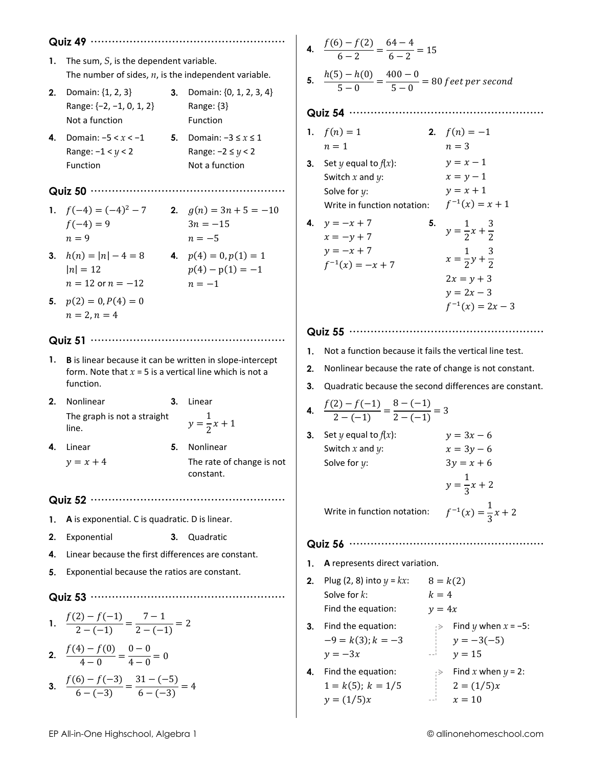## Quiz 49

1. The sum, $S$, is the dependent variable.
   The number of sides, $n$, is the independent variable.
2. Domain: {1, 2, 3}
   Range: {−2, −1, 0, 1, 2}
   Not a function
3. Domain: {0, 1, 2, 3, 4}
   Range: {3}
   Function
4. Domain: $-5 < x < -1$
   Range: $-1 < y < 2$
   Function
5. Domain: $-3 \leq x \leq 1$
   Range: $-2 \leq y < 2$
   Not a function

## Quiz 50

1. $f(-4) = (-4)^2 - 7$
   $f(-4) = 9$
   $n = 9$
2. $g(n) = 3n + 5 = -10$
   $3n = -15$
   $n = -5$
3. $h(n) = |n| - 4 = 8$
   $|n| = 12$
   $n = 12$ or $n = -12$
4. $p(4) = 0, p(1) = 1$
   $p(4) - \text{p}(1) = -1$
   $n = -1$
5. $p(2) = 0, P(4) = 0$
   $n = 2, n = 4$

## Quiz 51

1. **B** is linear because it can be written in slope-intercept form. Note that $x = 5$ is a vertical line which is not a function.
2. Nonlinear
   The graph is not a straight line.
3. Linear
   $y = \frac{1}{2}x + 1$
4. Linear
   $y = x + 4$
5. Nonlinear
   The rate of change is not constant.

## Quiz 52

1. **A** is exponential. C is quadratic. D is linear.
2. Exponential
3. Quadratic
4. Linear because the first differences are constant.
5. Exponential because the ratios are constant.

## Quiz 53

1. $\frac{f(2) - f(-1)}{2 - (-1)} = \frac{7 - 1}{2 - (-1)} = 2$
2. $\frac{f(4) - f(0)}{4 - 0} = \frac{0 - 0}{4 - 0} = 0$
3. $\frac{f(6) - f(-3)}{6 - (-3)} = \frac{31 - (-5)}{6 - (-3)} = 4$
4. $\frac{f(6) - f(2)}{6 - 2} = \frac{64 - 4}{6 - 2} = 15$
5. $\frac{h(5) - h(0)}{5 - 0} = \frac{400 - 0}{5 - 0} = 80\ feet\ per\ second$

## Quiz 54

1. $f(n) = 1$
   $n = 1$
2. $f(n) = -1$
   $n = 3$
3. Set $y$ equal to $f(x)$: $y = x - 1$
   Switch $x$ and $y$: $x = y - 1$
   Solve for $y$: $y = x + 1$
   Write in function notation: $f^{-1}(x) = x + 1$
4. $y = -x + 7$
   $x = -y + 7$
   $y = -x + 7$
   $f^{-1}(x) = -x + 7$
5. $y = \frac{1}{2}x + \frac{3}{2}$
   $x = \frac{1}{2}y + \frac{3}{2}$
   $2x = y + 3$
   $y = 2x - 3$
   $f^{-1}(x) = 2x - 3$

## Quiz 55

1. Not a function because it fails the vertical line test.
2. Nonlinear because the rate of change is not constant.
3. Quadratic because the second differences are constant.
4. $\frac{f(2) - f(-1)}{2 - (-1)} = \frac{8 - (-1)}{2 - (-1)} = 3$
3. Set $y$ equal to $f(x)$: $y = 3x - 6$
   Switch $x$ and $y$: $x = 3y - 6$
   Solve for $y$: $3y = x + 6$
   $y = \frac{1}{3}x + 2$
   Write in function notation: $f^{-1}(x) = \frac{1}{3}x + 2$

## Quiz 56

1. **A** represents direct variation.
2. Plug (2, 8) into $y = kx$: $8 = k(2)$
   Solve for $k$: $k = 4$
   Find the equation: $y = 4x$
3. Find the equation:
   $-9 = k(3); k = -3$
   $y = -3x$
   Find $y$ when $x = -5$:
   $y = -3(-5)$
   $y = 15$
4. Find the equation:
   $1 = k(5);\ k = 1/5$
   $y = (1/5)x$
   Find $x$ when $y = 2$:
   $2 = (1/5)x$
   $x = 10$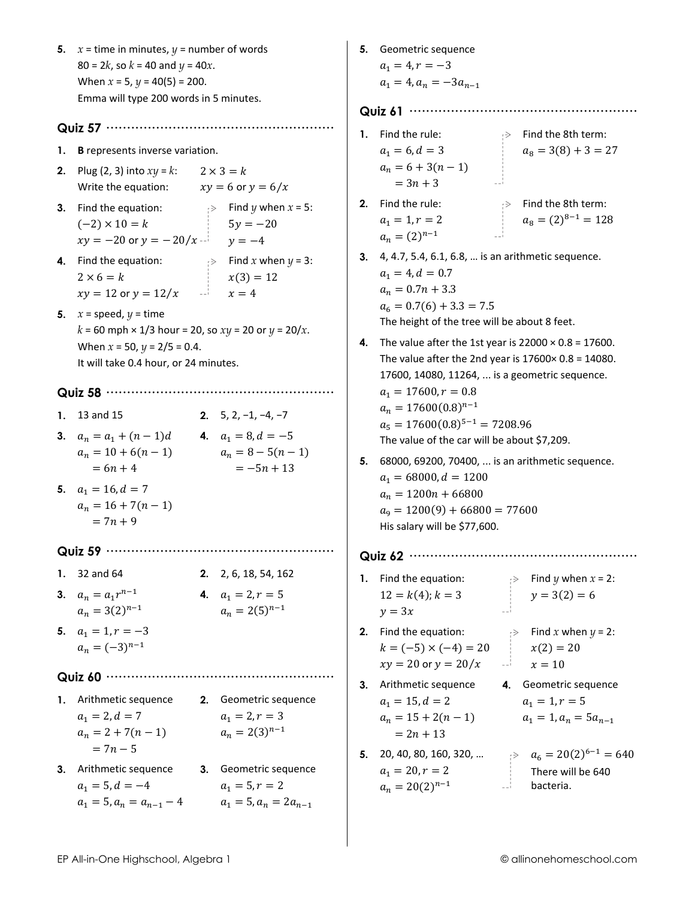5. $x$ = time in minutes, $y$ = number of words
   80 = 2$k$, so $k$ = 40 and $y = 40x$.
   When $x$ = 5, $y$ = 40(5) = 200.
   Emma will type 200 words in 5 minutes.

## Quiz 57

1. **B** represents inverse variation.
2. Plug (2, 3) into $xy = k$: $2 \times 3 = k$
   Write the equation: $xy = 6$ or $y = 6/x$
3. Find the equation:
   $(-2) \times 10 = k$
   $xy = -20$ or $y = -20/x$
   Find $y$ when $x$ = 5:
   $5y = -20$
   $y = -4$
4. Find the equation:
   $2 \times 6 = k$
   $xy = 12$ or $y = 12/x$
   Find $x$ when $y$ = 3:
   $x(3) = 12$
   $x = 4$
5. $x$ = speed, $y$ = time
   $k$ = 60 mph × 1/3 hour = 20, so $xy = 20$ or $y = 20/x$.
   When $x$ = 50, $y$ = 2/5 = 0.4.
   It will take 0.4 hour, or 24 minutes.

## Quiz 58

1. 13 and 15
2. 5, 2, −1, −4, −7
3. $a_n = a_1 + (n-1)d$
   $a_n = 10 + 6(n-1)$
   $= 6n + 4$
4. $a_1 = 8, d = -5$
   $a_n = 8 - 5(n-1)$
   $= -5n + 13$
5. $a_1 = 16, d = 7$
   $a_n = 16 + 7(n-1)$
   $= 7n + 9$

## Quiz 59

1. 32 and 64
2. 2, 6, 18, 54, 162
3. $a_n = a_1 r^{n-1}$
   $a_n = 3(2)^{n-1}$
4. $a_1 = 2, r = 5$
   $a_n = 2(5)^{n-1}$
5. $a_1 = 1, r = -3$
   $a_n = (-3)^{n-1}$

## Quiz 60

1. Arithmetic sequence
   $a_1 = 2, d = 7$
   $a_n = 2 + 7(n-1)$
   $= 7n - 5$
2. Geometric sequence
   $a_1 = 2, r = 3$
   $a_n = 2(3)^{n-1}$
3. Arithmetic sequence
   $a_1 = 5, d = -4$
   $a_1 = 5, a_n = a_{n-1} - 4$
3. Geometric sequence
   $a_1 = 5, r = 2$
   $a_1 = 5, a_n = 2a_{n-1}$
5. Geometric sequence
   $a_1 = 4, r = -3$
   $a_1 = 4, a_n = -3a_{n-1}$

## Quiz 61

1. Find the rule:
   $a_1 = 6, d = 3$
   $a_n = 6 + 3(n-1)$
   $= 3n + 3$
   Find the 8th term:
   $a_8 = 3(8) + 3 = 27$
2. Find the rule:
   $a_1 = 1, r = 2$
   $a_n = (2)^{n-1}$
   Find the 8th term:
   $a_8 = (2)^{8-1} = 128$
3. 4, 4.7, 5.4, 6.1, 6.8, … is an arithmetic sequence.
   $a_1 = 4, d = 0.7$
   $a_n = 0.7n + 3.3$
   $a_6 = 0.7(6) + 3.3 = 7.5$
   The height of the tree will be about 8 feet.
4. The value after the 1st year is 22000 × 0.8 = 17600.
   The value after the 2nd year is 17600× 0.8 = 14080.
   17600, 14080, 11264, … is a geometric sequence.
   $a_1 = 17600, r = 0.8$
   $a_n = 17600(0.8)^{n-1}$
   $a_5 = 17600(0.8)^{5-1} = 7208.96$
   The value of the car will be about $7,209.
5. 68000, 69200, 70400, … is an arithmetic sequence.
   $a_1 = 68000, d = 1200$
   $a_n = 1200n + 66800$
   $a_9 = 1200(9) + 66800 = 77600$
   His salary will be $77,600.

## Quiz 62

1. Find the equation:
   $12 = k(4); k = 3$
   $y = 3x$
   Find $y$ when $x$ = 2:
   $y = 3(2) = 6$
2. Find the equation:
   $k = (-5) \times (-4) = 20$
   $xy = 20$ or $y = 20/x$
   Find $x$ when $y$ = 2:
   $x(2) = 20$
   $x = 10$
3. Arithmetic sequence
   $a_1 = 15, d = 2$
   $a_n = 15 + 2(n-1)$
   $= 2n + 13$
4. Geometric sequence
   $a_1 = 1, r = 5$
   $a_1 = 1, a_n = 5a_{n-1}$
5. 20, 40, 80, 160, 320, …
   $a_1 = 20, r = 2$
   $a_n = 20(2)^{n-1}$
   $a_6 = 20(2)^{6-1} = 640$
   There will be 640 bacteria.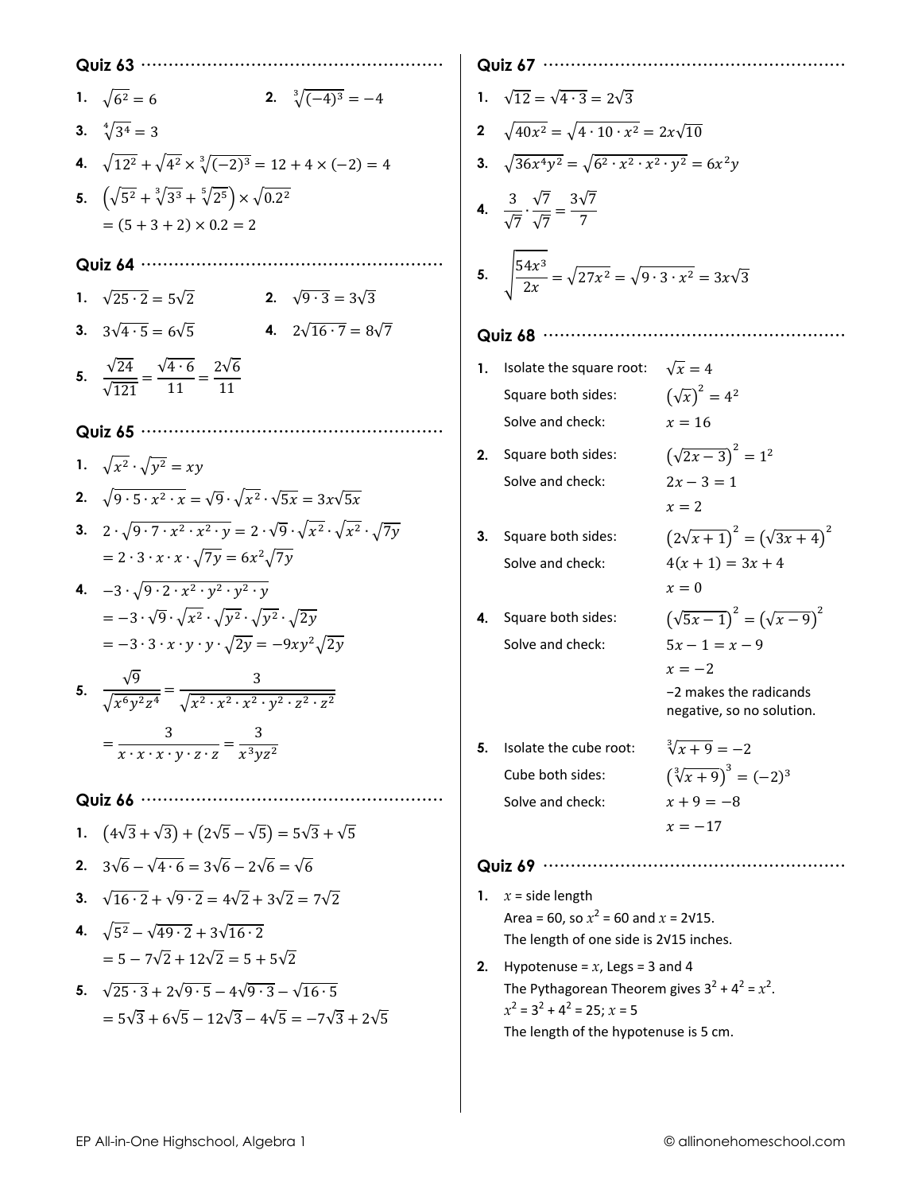### Quiz 63

1. $\sqrt{6^2} = 6$
2. $\sqrt[3]{(-4)^3} = -4$
3. $\sqrt[4]{3^4} = 3$
4. $\sqrt{12^2} + \sqrt{4^2} \times \sqrt[3]{(-2)^3} = 12 + 4 \times (-2) = 4$
5. $\left(\sqrt{5^2} + \sqrt[3]{3^3} + \sqrt[5]{2^5}\right) \times \sqrt{0.2^2}$
   $= (5 + 3 + 2) \times 0.2 = 2$

### Quiz 64

1. $\sqrt{25 \cdot 2} = 5\sqrt{2}$
2. $\sqrt{9 \cdot 3} = 3\sqrt{3}$
3. $3\sqrt{4 \cdot 5} = 6\sqrt{5}$
4. $2\sqrt{16 \cdot 7} = 8\sqrt{7}$
5. $\dfrac{\sqrt{24}}{\sqrt{121}} = \dfrac{\sqrt{4 \cdot 6}}{11} = \dfrac{2\sqrt{6}}{11}$

### Quiz 65

1. $\sqrt{x^2} \cdot \sqrt{y^2} = xy$
2. $\sqrt{9 \cdot 5 \cdot x^2 \cdot x} = \sqrt{9} \cdot \sqrt{x^2} \cdot \sqrt{5x} = 3x\sqrt{5x}$
3. $2 \cdot \sqrt{9 \cdot 7 \cdot x^2 \cdot x^2 \cdot y} = 2 \cdot \sqrt{9} \cdot \sqrt{x^2} \cdot \sqrt{x^2} \cdot \sqrt{7y}$
   $= 2 \cdot 3 \cdot x \cdot x \cdot \sqrt{7y} = 6x^2\sqrt{7y}$
4. $-3 \cdot \sqrt{9 \cdot 2 \cdot x^2 \cdot y^2 \cdot y^2 \cdot y}$
   $= -3 \cdot \sqrt{9} \cdot \sqrt{x^2} \cdot \sqrt{y^2} \cdot \sqrt{y^2} \cdot \sqrt{2y}$
   $= -3 \cdot 3 \cdot x \cdot y \cdot y \cdot \sqrt{2y} = -9xy^2\sqrt{2y}$
5. $\dfrac{\sqrt{9}}{\sqrt{x^6y^2z^4}} = \dfrac{3}{\sqrt{x^2 \cdot x^2 \cdot x^2 \cdot y^2 \cdot z^2 \cdot z^2}}$
   $= \dfrac{3}{x \cdot x \cdot x \cdot y \cdot z \cdot z} = \dfrac{3}{x^3yz^2}$

### Quiz 66

1. $\left(4\sqrt{3} + \sqrt{3}\right) + \left(2\sqrt{5} - \sqrt{5}\right) = 5\sqrt{3} + \sqrt{5}$
2. $3\sqrt{6} - \sqrt{4 \cdot 6} = 3\sqrt{6} - 2\sqrt{6} = \sqrt{6}$
3. $\sqrt{16 \cdot 2} + \sqrt{9 \cdot 2} = 4\sqrt{2} + 3\sqrt{2} = 7\sqrt{2}$
4. $\sqrt{5^2} - \sqrt{49 \cdot 2} + 3\sqrt{16 \cdot 2}$
   $= 5 - 7\sqrt{2} + 12\sqrt{2} = 5 + 5\sqrt{2}$
5. $\sqrt{25 \cdot 3} + 2\sqrt{9 \cdot 5} - 4\sqrt{9 \cdot 3} - \sqrt{16 \cdot 5}$
   $= 5\sqrt{3} + 6\sqrt{5} - 12\sqrt{3} - 4\sqrt{5} = -7\sqrt{3} + 2\sqrt{5}$

### Quiz 67

1. $\sqrt{12} = \sqrt{4 \cdot 3} = 2\sqrt{3}$
2. $\sqrt{40x^2} = \sqrt{4 \cdot 10 \cdot x^2} = 2x\sqrt{10}$
3. $\sqrt{36x^4y^2} = \sqrt{6^2 \cdot x^2 \cdot x^2 \cdot y^2} = 6x^2y$
4. $\dfrac{3}{\sqrt{7}} \cdot \dfrac{\sqrt{7}}{\sqrt{7}} = \dfrac{3\sqrt{7}}{7}$
5. $\sqrt{\dfrac{54x^3}{2x}} = \sqrt{27x^2} = \sqrt{9 \cdot 3 \cdot x^2} = 3x\sqrt{3}$

### Quiz 68

1. Isolate the square root: $\sqrt{x} = 4$
   Square both sides: $\left(\sqrt{x}\right)^2 = 4^2$
   Solve and check: $x = 16$
2. Square both sides: $\left(\sqrt{2x - 3}\right)^2 = 1^2$
   Solve and check: $2x - 3 = 1$
   $x = 2$
3. Square both sides: $\left(2\sqrt{x + 1}\right)^2 = \left(\sqrt{3x + 4}\right)^2$
   Solve and check: $4(x + 1) = 3x + 4$
   $x = 0$
4. Square both sides: $\left(\sqrt{5x - 1}\right)^2 = \left(\sqrt{x - 9}\right)^2$
   Solve and check: $5x - 1 = x - 9$
   $x = -2$
   −2 makes the radicands negative, so no solution.
5. Isolate the cube root: $\sqrt[3]{x + 9} = -2$
   Cube both sides: $\left(\sqrt[3]{x + 9}\right)^3 = (-2)^3$
   Solve and check: $x + 9 = -8$
   $x = -17$

### Quiz 69

1. $x$ = side length
   Area = 60, so $x^2 = 60$ and $x = 2\sqrt{15}$.
   The length of one side is $2\sqrt{15}$ inches.
2. Hypotenuse = $x$, Legs = 3 and 4
   The Pythagorean Theorem gives $3^2 + 4^2 = x^2$.
   $x^2 = 3^2 + 4^2 = 25$; $x = 5$
   The length of the hypotenuse is 5 cm.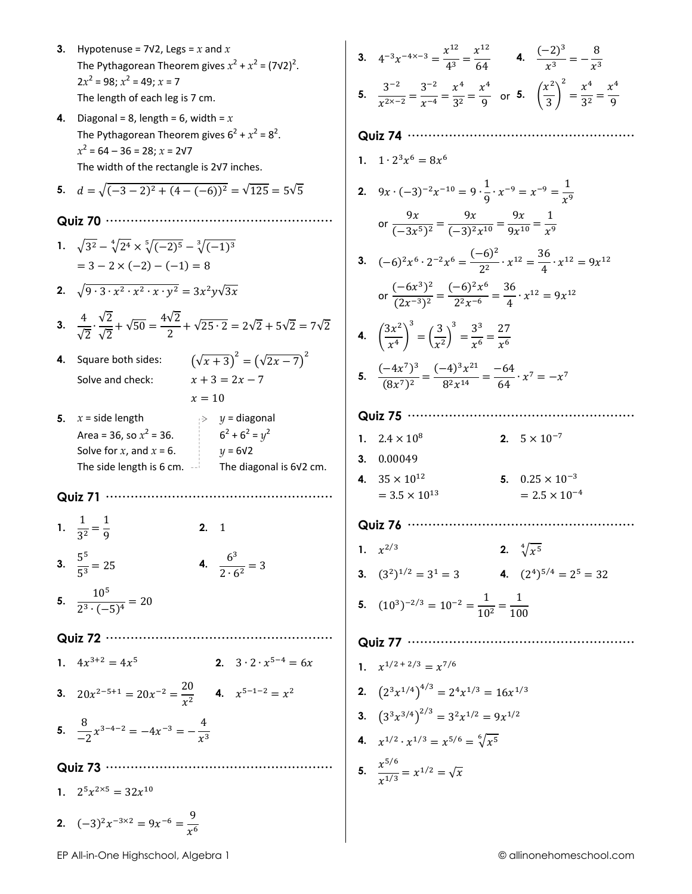3. Hypotenuse = $7\sqrt{2}$, Legs = $x$ and $x$
   The Pythagorean Theorem gives $x^2 + x^2 = (7\sqrt{2})^2$.
   $2x^2 = 98$; $x^2 = 49$; $x = 7$
   The length of each leg is 7 cm.

4. Diagonal = 8, length = 6, width = $x$
   The Pythagorean Theorem gives $6^2 + x^2 = 8^2$.
   $x^2 = 64 - 36 = 28$; $x = 2\sqrt{7}$
   The width of the rectangle is $2\sqrt{7}$ inches.

5. $d = \sqrt{(-3-2)^2 + (4-(-6))^2} = \sqrt{125} = 5\sqrt{5}$

## Quiz 70

1. $\sqrt{3^2} - \sqrt[4]{2^4} \times \sqrt[5]{(-2)^5} - \sqrt[3]{(-1)^3}$
   $= 3 - 2 \times (-2) - (-1) = 8$

2. $\sqrt{9 \cdot 3 \cdot x^2 \cdot x^2 \cdot x \cdot y^2} = 3x^2y\sqrt{3x}$

3. $\frac{4}{\sqrt{2}} \cdot \frac{\sqrt{2}}{\sqrt{2}} + \sqrt{50} = \frac{4\sqrt{2}}{2} + \sqrt{25 \cdot 2} = 2\sqrt{2} + 5\sqrt{2} = 7\sqrt{2}$

4. Square both sides: $\left(\sqrt{x+3}\right)^2 = \left(\sqrt{2x-7}\right)^2$
   Solve and check: $x + 3 = 2x - 7$
   $x = 10$

5. $x$ = side length
   Area = 36, so $x^2 = 36$.
   Solve for $x$, and $x = 6$.
   The side length is 6 cm.
   $y$ = diagonal
   $6^2 + 6^2 = y^2$
   $y = 6\sqrt{2}$
   The diagonal is $6\sqrt{2}$ cm.

## Quiz 71

1. $\frac{1}{3^2} = \frac{1}{9}$
2. $1$
3. $\frac{5^5}{5^3} = 25$
4. $\frac{6^3}{2 \cdot 6^2} = 3$
5. $\frac{10^5}{2^3 \cdot (-5)^4} = 20$

## Quiz 72

1. $4x^{3+2} = 4x^5$
2. $3 \cdot 2 \cdot x^{5-4} = 6x$
3. $20x^{2-5+1} = 20x^{-2} = \frac{20}{x^2}$
4. $x^{5-1-2} = x^2$
5. $\frac{8}{-2}x^{3-4-2} = -4x^{-3} = -\frac{4}{x^3}$

## Quiz 73

1. $2^5x^{2\times5} = 32x^{10}$
2. $(-3)^2x^{-3\times2} = 9x^{-6} = \frac{9}{x^6}$
3. $4^{-3}x^{-4\times-3} = \frac{x^{12}}{4^3} = \frac{x^{12}}{64}$
4. $\frac{(-2)^3}{x^3} = -\frac{8}{x^3}$
5. $\frac{3^{-2}}{x^{2\times-2}} = \frac{3^{-2}}{x^{-4}} = \frac{x^4}{3^2} = \frac{x^4}{9}$ or 5. $\left(\frac{x^2}{3}\right)^2 = \frac{x^4}{3^2} = \frac{x^4}{9}$

## Quiz 74

1. $1 \cdot 2^3x^6 = 8x^6$

2. $9x \cdot (-3)^{-2}x^{-10} = 9 \cdot \frac{1}{9} \cdot x^{-9} = x^{-9} = \frac{1}{x^9}$
   or $\frac{9x}{(-3x^5)^2} = \frac{9x}{(-3)^2x^{10}} = \frac{9x}{9x^{10}} = \frac{1}{x^9}$

3. $(-6)^2x^6 \cdot 2^{-2}x^6 = \frac{(-6)^2}{2^2} \cdot x^{12} = \frac{36}{4} \cdot x^{12} = 9x^{12}$
   or $\frac{(-6x^3)^2}{(2x^{-3})^2} = \frac{(-6)^2x^6}{2^2x^{-6}} = \frac{36}{4} \cdot x^{12} = 9x^{12}$

4. $\left(\frac{3x^2}{x^4}\right)^3 = \left(\frac{3}{x^2}\right)^3 = \frac{3^3}{x^6} = \frac{27}{x^6}$

5. $\frac{(-4x^7)^3}{(8x^7)^2} = \frac{(-4)^3x^{21}}{8^2x^{14}} = \frac{-64}{64} \cdot x^7 = -x^7$

## Quiz 75

1. $2.4 \times 10^8$
2. $5 \times 10^{-7}$
3. $0.00049$
4. $35 \times 10^{12}$
   $= 3.5 \times 10^{13}$
5. $0.25 \times 10^{-3}$
   $= 2.5 \times 10^{-4}$

## Quiz 76

1. $x^{2/3}$
2. $\sqrt[4]{x^5}$
3. $(3^2)^{1/2} = 3^1 = 3$
4. $(2^4)^{5/4} = 2^5 = 32$
5. $(10^3)^{-2/3} = 10^{-2} = \frac{1}{10^2} = \frac{1}{100}$

## Quiz 77

1. $x^{1/2 + 2/3} = x^{7/6}$
2. $\left(2^3x^{1/4}\right)^{4/3} = 2^4x^{1/3} = 16x^{1/3}$
3. $\left(3^3x^{3/4}\right)^{2/3} = 3^2x^{1/2} = 9x^{1/2}$
4. $x^{1/2} \cdot x^{1/3} = x^{5/6} = \sqrt[6]{x^5}$
5. $\frac{x^{5/6}}{x^{1/3}} = x^{1/2} = \sqrt{x}$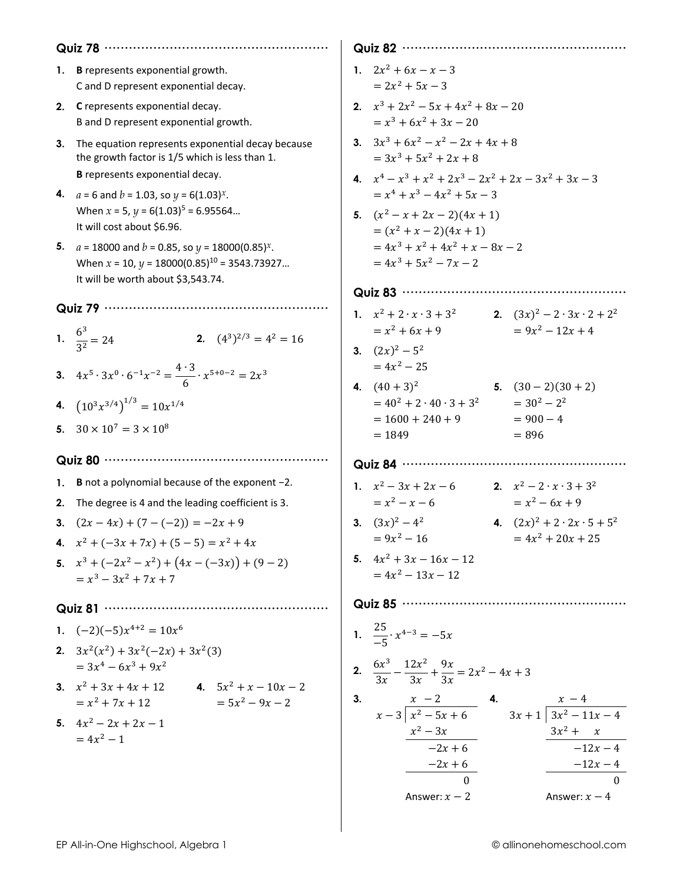## Quiz 78

1. **B** represents exponential growth.
   C and D represent exponential decay.
2. **C** represents exponential decay.
   B and D represent exponential growth.
3. The equation represents exponential decay because the growth factor is 1/5 which is less than 1.
   **B** represents exponential decay.
4. $a$ = 6 and $b$ = 1.03, so $y$ = 6(1.03)$^x$.
   When $x$ = 5, $y$ = 6(1.03)$^5$ = 6.95564…
   It will cost about $6.96.
5. $a$ = 18000 and $b$ = 0.85, so $y$ = 18000(0.85)$^x$.
   When $x$ = 10, $y$ = 18000(0.85)$^{10}$ = 3543.73927…
   It will be worth about $3,543.74.

## Quiz 79

1. $\frac{6^3}{3^2} = 24$
2. $(4^3)^{2/3} = 4^2 = 16$
3. $4x^5 \cdot 3x^0 \cdot 6^{-1}x^{-2} = \frac{4 \cdot 3}{6} \cdot x^{5+0-2} = 2x^3$
4. $\left(10^3 x^{3/4}\right)^{1/3} = 10x^{1/4}$
5. $30 \times 10^7 = 3 \times 10^8$

## Quiz 80

1. **B** not a polynomial because of the exponent −2.
2. The degree is 4 and the leading coefficient is 3.
3. $(2x - 4x) + (7 - (-2)) = -2x + 9$
4. $x^2 + (-3x + 7x) + (5 - 5) = x^2 + 4x$
5. $x^3 + (-2x^2 - x^2) + \left(4x - (-3x)\right) + (9 - 2)$
   $= x^3 - 3x^2 + 7x + 7$

## Quiz 81

1. $(-2)(-5)x^{4+2} = 10x^6$
2. $3x^2(x^2) + 3x^2(-2x) + 3x^2(3)$
   $= 3x^4 - 6x^3 + 9x^2$
3. $x^2 + 3x + 4x + 12$
   $= x^2 + 7x + 12$
4. $5x^2 + x - 10x - 2$
   $= 5x^2 - 9x - 2$
5. $4x^2 - 2x + 2x - 1$
   $= 4x^2 - 1$

## Quiz 82

1. $2x^2 + 6x - x - 3$
   $= 2x^2 + 5x - 3$
2. $x^3 + 2x^2 - 5x + 4x^2 + 8x - 20$
   $= x^3 + 6x^2 + 3x - 20$
3. $3x^3 + 6x^2 - x^2 - 2x + 4x + 8$
   $= 3x^3 + 5x^2 + 2x + 8$
4. $x^4 - x^3 + x^2 + 2x^3 - 2x^2 + 2x - 3x^2 + 3x - 3$
   $= x^4 + x^3 - 4x^2 + 5x - 3$
5. $(x^2 - x + 2x - 2)(4x + 1)$
   $= (x^2 + x - 2)(4x + 1)$
   $= 4x^3 + x^2 + 4x^2 + x - 8x - 2$
   $= 4x^3 + 5x^2 - 7x - 2$

## Quiz 83

1. $x^2 + 2 \cdot x \cdot 3 + 3^2$
   $= x^2 + 6x + 9$
2. $(3x)^2 - 2 \cdot 3x \cdot 2 + 2^2$
   $= 9x^2 - 12x + 4$
3. $(2x)^2 - 5^2$
   $= 4x^2 - 25$
4. $(40 + 3)^2$
   $= 40^2 + 2 \cdot 40 \cdot 3 + 3^2$
   $= 1600 + 240 + 9$
   $= 1849$
5. $(30 - 2)(30 + 2)$
   $= 30^2 - 2^2$
   $= 900 - 4$
   $= 896$

## Quiz 84

1. $x^2 - 3x + 2x - 6$
   $= x^2 - x - 6$
2. $x^2 - 2 \cdot x \cdot 3 + 3^2$
   $= x^2 - 6x + 9$
3. $(3x)^2 - 4^2$
   $= 9x^2 - 16$
4. $(2x)^2 + 2 \cdot 2x \cdot 5 + 5^2$
   $= 4x^2 + 20x + 25$
5. $4x^2 + 3x - 16x - 12$
   $= 4x^2 - 13x - 12$

## Quiz 85

1. $\frac{25}{-5} \cdot x^{4-3} = -5x$
2. $\frac{6x^3}{3x} - \frac{12x^2}{3x} + \frac{9x}{3x} = 2x^2 - 4x + 3$
3. 
$$
\begin{array}{r|l}
 & x - 2 \\
x - 3 & x^2 - 5x + 6 \\
 & \underline{x^2 - 3x} \\
 & -2x + 6 \\
 & \underline{-2x + 6} \\
 & 0
\end{array}
$$
   Answer: $x - 2$
4. 
$$
\begin{array}{r|l}
 & x - 4 \\
3x + 1 & 3x^2 - 11x - 4 \\
 & \underline{3x^2 + \phantom{1}x} \\
 & -12x - 4 \\
 & \underline{-12x - 4} \\
 & 0
\end{array}
$$
   Answer: $x - 4$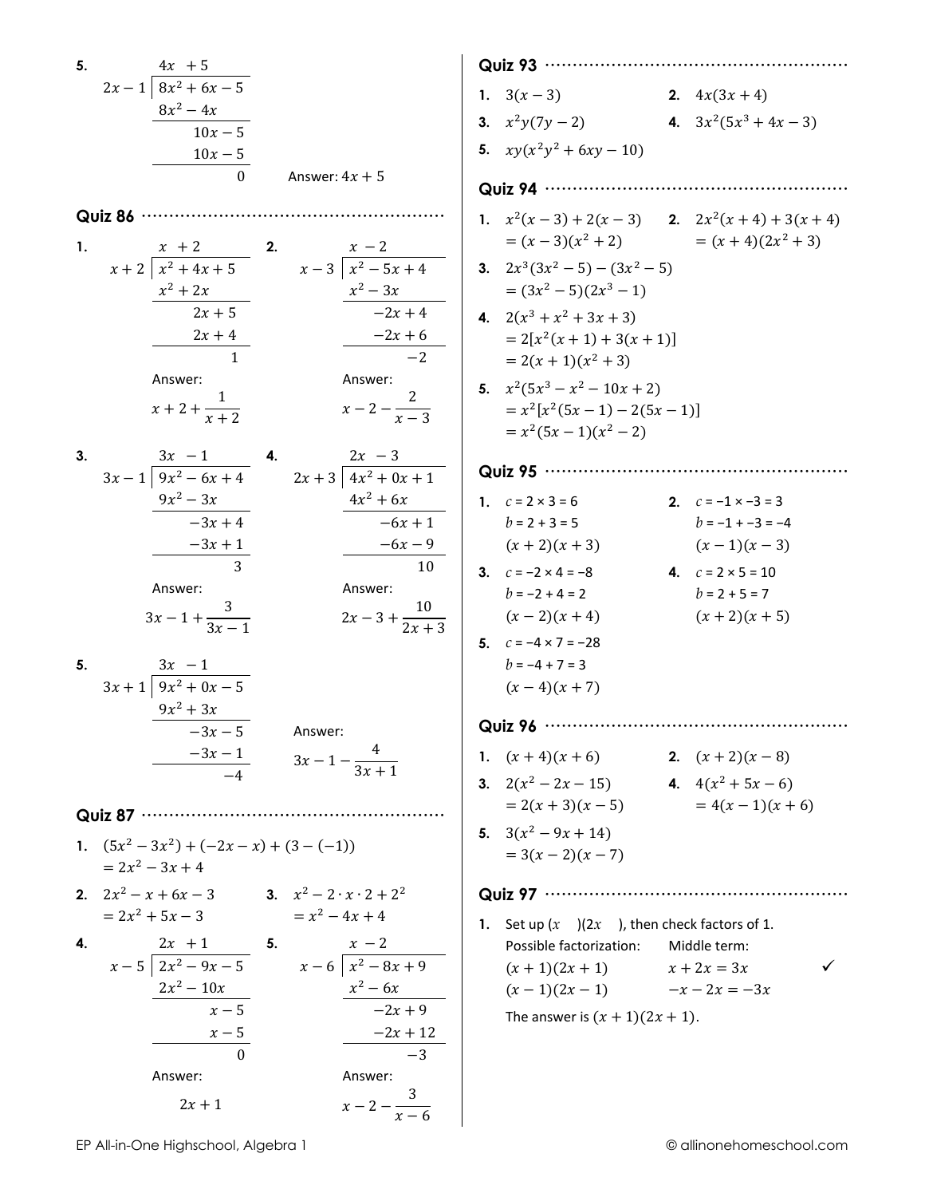**5.**

$$
\begin{array}{r|l}
 & 4x \quad +5 \\
\hline
2x-1 & 8x^2+6x-5 \\
 & \underline{8x^2-4x} \\
 & \quad 10x-5 \\
 & \quad \underline{10x-5} \\
 & \qquad 0
\end{array}
$$

Answer: $4x + 5$

## Quiz 86

**1.**

$$
\begin{array}{r|l}
 & x \quad +2 \\
\hline
x+2 & x^2+4x+5 \\
 & \underline{x^2+2x} \\
 & \quad 2x+5 \\
 & \quad \underline{2x+4} \\
 & \qquad 1
\end{array}
$$

Answer: $x+2+\dfrac{1}{x+2}$

**2.**

$$
\begin{array}{r|l}
 & x \quad -2 \\
\hline
x-3 & x^2-5x+4 \\
 & \underline{x^2-3x} \\
 & \quad -2x+4 \\
 & \quad \underline{-2x+6} \\
 & \qquad -2
\end{array}
$$

Answer: $x-2-\dfrac{2}{x-3}$

**3.**

$$
\begin{array}{r|l}
 & 3x \quad -1 \\
\hline
3x-1 & 9x^2-6x+4 \\
 & \underline{9x^2-3x} \\
 & \quad -3x+4 \\
 & \quad \underline{-3x+1} \\
 & \qquad 3
\end{array}
$$

Answer: $3x-1+\dfrac{3}{3x-1}$

**4.**

$$
\begin{array}{r|l}
 & 2x \quad -3 \\
\hline
2x+3 & 4x^2+0x+1 \\
 & \underline{4x^2+6x} \\
 & \quad -6x+1 \\
 & \quad \underline{-6x-9} \\
 & \qquad 10
\end{array}
$$

Answer: $2x-3+\dfrac{10}{2x+3}$

**5.**

$$
\begin{array}{r|l}
 & 3x \quad -1 \\
\hline
3x+1 & 9x^2+0x-5 \\
 & \underline{9x^2+3x} \\
 & \quad -3x-5 \\
 & \quad \underline{-3x-1} \\
 & \qquad -4
\end{array}
$$

Answer: $3x-1-\dfrac{4}{3x+1}$

## Quiz 87

**1.** $(5x^2-3x^2)+(-2x-x)+(3-(-1))$
$= 2x^2-3x+4$

**2.** $2x^2-x+6x-3$
$= 2x^2+5x-3$

**3.** $x^2-2\cdot x\cdot 2+2^2$
$= x^2-4x+4$

**4.**

$$
\begin{array}{r|l}
 & 2x \quad +1 \\
\hline
x-5 & 2x^2-9x-5 \\
 & \underline{2x^2-10x} \\
 & \quad x-5 \\
 & \quad \underline{x-5} \\
 & \qquad 0
\end{array}
$$

Answer: $2x+1$

**5.**

$$
\begin{array}{r|l}
 & x \quad -2 \\
\hline
x-6 & x^2-8x+9 \\
 & \underline{x^2-6x} \\
 & \quad -2x+9 \\
 & \quad \underline{-2x+12} \\
 & \qquad -3
\end{array}
$$

Answer: $x-2-\dfrac{3}{x-6}$

## Quiz 93

**1.** $3(x-3)$

**2.** $4x(3x+4)$

**3.** $x^2y(7y-2)$

**4.** $3x^2(5x^3+4x-3)$

**5.** $xy(x^2y^2+6xy-10)$

## Quiz 94

**1.** $x^2(x-3)+2(x-3)$
$= (x-3)(x^2+2)$

**2.** $2x^2(x+4)+3(x+4)$
$= (x+4)(2x^2+3)$

**3.** $2x^3(3x^2-5)-(3x^2-5)$
$= (3x^2-5)(2x^3-1)$

**4.** $2(x^3+x^2+3x+3)$
$= 2[x^2(x+1)+3(x+1)]$
$= 2(x+1)(x^2+3)$

**5.** $x^2(5x^3-x^2-10x+2)$
$= x^2[x^2(5x-1)-2(5x-1)]$
$= x^2(5x-1)(x^2-2)$

## Quiz 95

**1.** $c = 2 \times 3 = 6$
$b = 2 + 3 = 5$
$(x+2)(x+3)$

**2.** $c = -1 \times -3 = 3$
$b = -1 + -3 = -4$
$(x-1)(x-3)$

**3.** $c = -2 \times 4 = -8$
$b = -2 + 4 = 2$
$(x-2)(x+4)$

**4.** $c = 2 \times 5 = 10$
$b = 2 + 5 = 7$
$(x+2)(x+5)$

**5.** $c = -4 \times 7 = -28$
$b = -4 + 7 = 3$
$(x-4)(x+7)$

## Quiz 96

**1.** $(x+4)(x+6)$

**2.** $(x+2)(x-8)$

**3.** $2(x^2-2x-15)$
$= 2(x+3)(x-5)$

**4.** $4(x^2+5x-6)$
$= 4(x-1)(x+6)$

**5.** $3(x^2-9x+14)$
$= 3(x-2)(x-7)$

## Quiz 97

**1.** Set up $(x \quad)(2x \quad)$, then check factors of 1.

| Possible factorization: | Middle term: | |
|---|---|---|
| $(x+1)(2x+1)$ | $x+2x=3x$ | ✓ |
| $(x-1)(2x-1)$ | $-x-2x=-3x$ | |

The answer is $(x+1)(2x+1)$.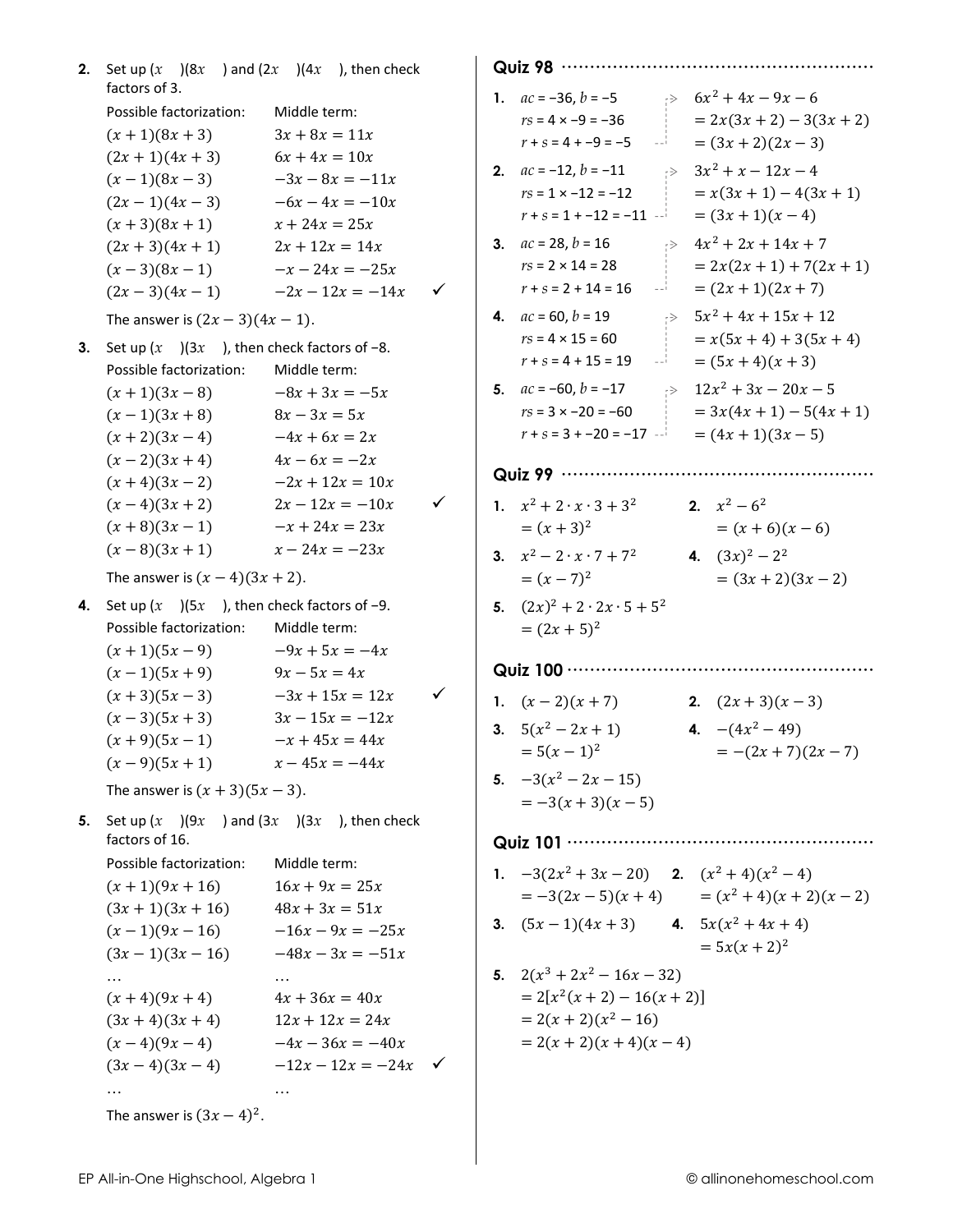**2.** Set up $(x \quad)(8x \quad)$ and $(2x \quad)(4x \quad)$, then check factors of 3.

| Possible factorization: | Middle term: | |
|---|---|---|
| $(x+1)(8x+3)$ | $3x+8x=11x$ | |
| $(2x+1)(4x+3)$ | $6x+4x=10x$ | |
| $(x-1)(8x-3)$ | $-3x-8x=-11x$ | |
| $(2x-1)(4x-3)$ | $-6x-4x=-10x$ | |
| $(x+3)(8x+1)$ | $x+24x=25x$ | |
| $(2x+3)(4x+1)$ | $2x+12x=14x$ | |
| $(x-3)(8x-1)$ | $-x-24x=-25x$ | |
| $(2x-3)(4x-1)$ | $-2x-12x=-14x$ | ✓ |

The answer is $(2x-3)(4x-1)$.

**3.** Set up $(x \quad)(3x \quad)$, then check factors of −8.

| Possible factorization: | Middle term: | |
|---|---|---|
| $(x+1)(3x-8)$ | $-8x+3x=-5x$ | |
| $(x-1)(3x+8)$ | $8x-3x=5x$ | |
| $(x+2)(3x-4)$ | $-4x+6x=2x$ | |
| $(x-2)(3x+4)$ | $4x-6x=-2x$ | |
| $(x+4)(3x-2)$ | $-2x+12x=10x$ | |
| $(x-4)(3x+2)$ | $2x-12x=-10x$ | ✓ |
| $(x+8)(3x-1)$ | $-x+24x=23x$ | |
| $(x-8)(3x+1)$ | $x-24x=-23x$ | |

The answer is $(x-4)(3x+2)$.

**4.** Set up $(x \quad)(5x \quad)$, then check factors of −9.

| Possible factorization: | Middle term: | |
|---|---|---|
| $(x+1)(5x-9)$ | $-9x+5x=-4x$ | |
| $(x-1)(5x+9)$ | $9x-5x=4x$ | |
| $(x+3)(5x-3)$ | $-3x+15x=12x$ | ✓ |
| $(x-3)(5x+3)$ | $3x-15x=-12x$ | |
| $(x+9)(5x-1)$ | $-x+45x=44x$ | |
| $(x-9)(5x+1)$ | $x-45x=-44x$ | |

The answer is $(x+3)(5x-3)$.

**5.** Set up $(x \quad)(9x \quad)$ and $(3x \quad)(3x \quad)$, then check factors of 16.

| Possible factorization: | Middle term: | |
|---|---|---|
| $(x+1)(9x+16)$ | $16x+9x=25x$ | |
| $(3x+1)(3x+16)$ | $48x+3x=51x$ | |
| $(x-1)(9x-16)$ | $-16x-9x=-25x$ | |
| $(3x-1)(3x-16)$ | $-48x-3x=-51x$ | |
| … | … | |
| $(x+4)(9x+4)$ | $4x+36x=40x$ | |
| $(3x+4)(3x+4)$ | $12x+12x=24x$ | |
| $(x-4)(9x-4)$ | $-4x-36x=-40x$ | |
| $(3x-4)(3x-4)$ | $-12x-12x=-24x$ | ✓ |
| … | … | |

The answer is $(3x-4)^2$.

## Quiz 98

**1.** $ac = -36$, $b = -5$; $rs = 4 \times -9 = -36$; $r + s = 4 + -9 = -5$

$6x^2+4x-9x-6$
$=2x(3x+2)-3(3x+2)$
$=(3x+2)(2x-3)$

**2.** $ac = -12$, $b = -11$; $rs = 1 \times -12 = -12$; $r + s = 1 + -12 = -11$

$3x^2+x-12x-4$
$=x(3x+1)-4(3x+1)$
$=(3x+1)(x-4)$

**3.** $ac = 28$, $b = 16$; $rs = 2 \times 14 = 28$; $r + s = 2 + 14 = 16$

$4x^2+2x+14x+7$
$=2x(2x+1)+7(2x+1)$
$=(2x+1)(2x+7)$

**4.** $ac = 60$, $b = 19$; $rs = 4 \times 15 = 60$; $r + s = 4 + 15 = 19$

$5x^2+4x+15x+12$
$=x(5x+4)+3(5x+4)$
$=(5x+4)(x+3)$

**5.** $ac = -60$, $b = -17$; $rs = 3 \times -20 = -60$; $r + s = 3 + -20 = -17$

$12x^2+3x-20x-5$
$=3x(4x+1)-5(4x+1)$
$=(4x+1)(3x-5)$

## Quiz 99

**1.** $x^2+2\cdot x\cdot 3+3^2$
$=(x+3)^2$

**2.** $x^2-6^2$
$=(x+6)(x-6)$

**3.** $x^2-2\cdot x\cdot 7+7^2$
$=(x-7)^2$

**4.** $(3x)^2-2^2$
$=(3x+2)(3x-2)$

**5.** $(2x)^2+2\cdot 2x\cdot 5+5^2$
$=(2x+5)^2$

## Quiz 100

**1.** $(x-2)(x+7)$

**2.** $(2x+3)(x-3)$

**3.** $5(x^2-2x+1)$
$=5(x-1)^2$

**4.** $-(4x^2-49)$
$=-(2x+7)(2x-7)$

**5.** $-3(x^2-2x-15)$
$=-3(x+3)(x-5)$

## Quiz 101

**1.** $-3(2x^2+3x-20)$
$=-3(2x-5)(x+4)$

**2.** $(x^2+4)(x^2-4)$
$=(x^2+4)(x+2)(x-2)$

**3.** $(5x-1)(4x+3)$

**4.** $5x(x^2+4x+4)$
$=5x(x+2)^2$

**5.** $2(x^3+2x^2-16x-32)$
$=2[x^2(x+2)-16(x+2)]$
$=2(x+2)(x^2-16)$
$=2(x+2)(x+4)(x-4)$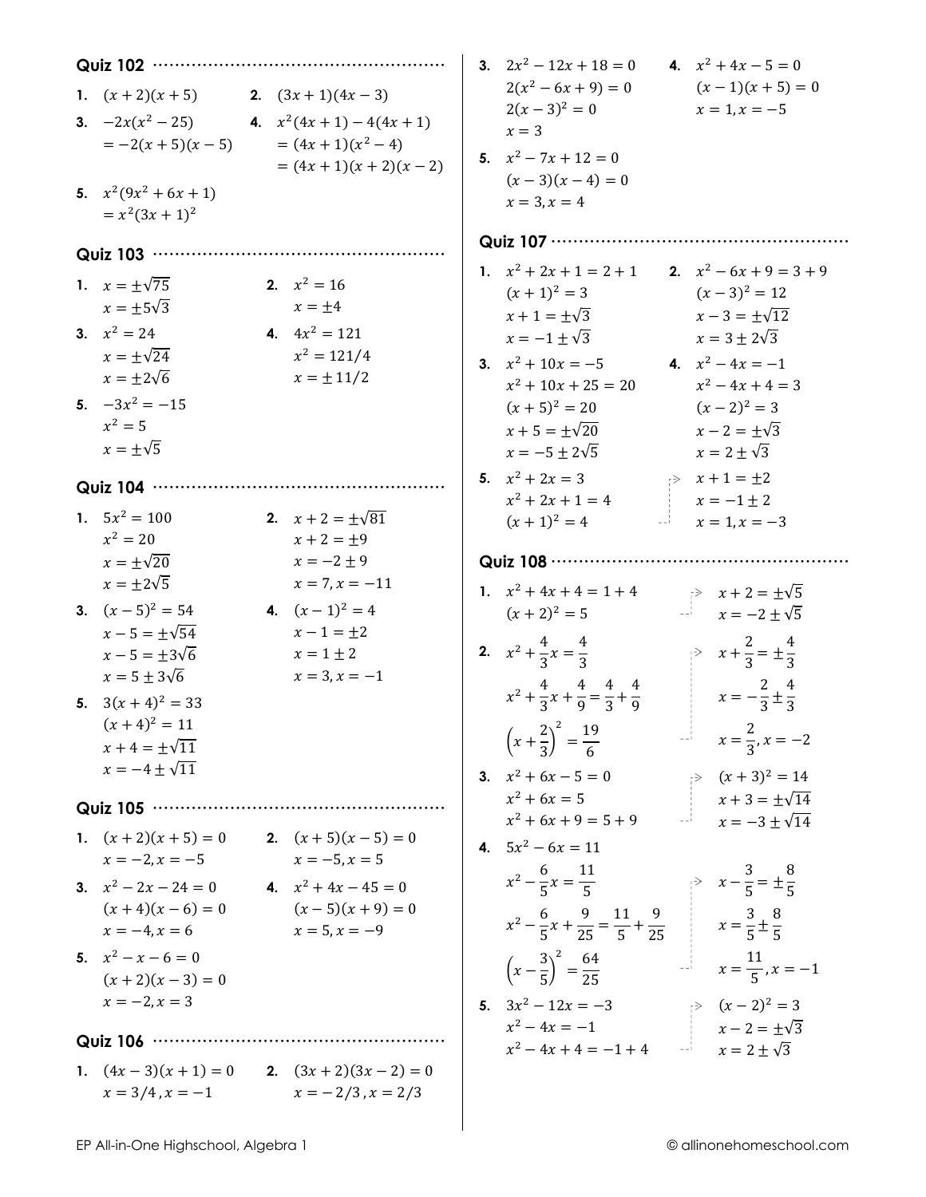## Quiz 102

1. $(x+2)(x+5)$
2. $(3x+1)(4x-3)$
3. $-2x(x^2-25)$
   $=-2(x+5)(x-5)$
4. $x^2(4x+1)-4(4x+1)$
   $=(4x+1)(x^2-4)$
   $=(4x+1)(x+2)(x-2)$
5. $x^2(9x^2+6x+1)$
   $=x^2(3x+1)^2$

## Quiz 103

1. $x=\pm\sqrt{75}$
   $x=\pm5\sqrt{3}$
2. $x^2=16$
   $x=\pm4$
3. $x^2=24$
   $x=\pm\sqrt{24}$
   $x=\pm2\sqrt{6}$
4. $4x^2=121$
   $x^2=121/4$
   $x=\pm11/2$
5. $-3x^2=-15$
   $x^2=5$
   $x=\pm\sqrt{5}$

## Quiz 104

1. $5x^2=100$
   $x^2=20$
   $x=\pm\sqrt{20}$
   $x=\pm2\sqrt{5}$
2. $x+2=\pm\sqrt{81}$
   $x+2=\pm9$
   $x=-2\pm9$
   $x=7, x=-11$
3. $(x-5)^2=54$
   $x-5=\pm\sqrt{54}$
   $x-5=\pm3\sqrt{6}$
   $x=5\pm3\sqrt{6}$
4. $(x-1)^2=4$
   $x-1=\pm2$
   $x=1\pm2$
   $x=3, x=-1$
5. $3(x+4)^2=33$
   $(x+4)^2=11$
   $x+4=\pm\sqrt{11}$
   $x=-4\pm\sqrt{11}$

## Quiz 105

1. $(x+2)(x+5)=0$
   $x=-2, x=-5$
2. $(x+5)(x-5)=0$
   $x=-5, x=5$
3. $x^2-2x-24=0$
   $(x+4)(x-6)=0$
   $x=-4, x=6$
4. $x^2+4x-45=0$
   $(x-5)(x+9)=0$
   $x=5, x=-9$
5. $x^2-x-6=0$
   $(x+2)(x-3)=0$
   $x=-2, x=3$

## Quiz 106

1. $(4x-3)(x+1)=0$
   $x=3/4, x=-1$
2. $(3x+2)(3x-2)=0$
   $x=-2/3, x=2/3$
3. $2x^2-12x+18=0$
   $2(x^2-6x+9)=0$
   $2(x-3)^2=0$
   $x=3$
4. $x^2+4x-5=0$
   $(x-1)(x+5)=0$
   $x=1, x=-5$
5. $x^2-7x+12=0$
   $(x-3)(x-4)=0$
   $x=3, x=4$

## Quiz 107

1. $x^2+2x+1=2+1$
   $(x+1)^2=3$
   $x+1=\pm\sqrt{3}$
   $x=-1\pm\sqrt{3}$
2. $x^2-6x+9=3+9$
   $(x-3)^2=12$
   $x-3=\pm\sqrt{12}$
   $x=3\pm2\sqrt{3}$
3. $x^2+10x=-5$
   $x^2+10x+25=20$
   $(x+5)^2=20$
   $x+5=\pm\sqrt{20}$
   $x=-5\pm2\sqrt{5}$
4. $x^2-4x=-1$
   $x^2-4x+4=3$
   $(x-2)^2=3$
   $x-2=\pm\sqrt{3}$
   $x=2\pm\sqrt{3}$
5. $x^2+2x=3$
   $x^2+2x+1=4$
   $(x+1)^2=4$
   $x+1=\pm2$
   $x=-1\pm2$
   $x=1, x=-3$

## Quiz 108

1. $x^2+4x+4=1+4$
   $(x+2)^2=5$
   $x+2=\pm\sqrt{5}$
   $x=-2\pm\sqrt{5}$
2. $x^2+\frac{4}{3}x=\frac{4}{3}$
   $x^2+\frac{4}{3}x+\frac{4}{9}=\frac{4}{3}+\frac{4}{9}$
   $\left(x+\frac{2}{3}\right)^2=\frac{19}{6}$
   $x+\frac{2}{3}=\pm\frac{4}{3}$
   $x=-\frac{2}{3}\pm\frac{4}{3}$
   $x=\frac{2}{3}, x=-2$
3. $x^2+6x-5=0$
   $x^2+6x=5$
   $x^2+6x+9=5+9$
   $(x+3)^2=14$
   $x+3=\pm\sqrt{14}$
   $x=-3\pm\sqrt{14}$
4. $5x^2-6x=11$
   $x^2-\frac{6}{5}x=\frac{11}{5}$
   $x^2-\frac{6}{5}x+\frac{9}{25}=\frac{11}{5}+\frac{9}{25}$
   $\left(x-\frac{3}{5}\right)^2=\frac{64}{25}$
   $x-\frac{3}{5}=\pm\frac{8}{5}$
   $x=\frac{3}{5}\pm\frac{8}{5}$
   $x=\frac{11}{5}, x=-1$
5. $3x^2-12x=-3$
   $x^2-4x=-1$
   $x^2-4x+4=-1+4$
   $(x-2)^2=3$
   $x-2=\pm\sqrt{3}$
   $x=2\pm\sqrt{3}$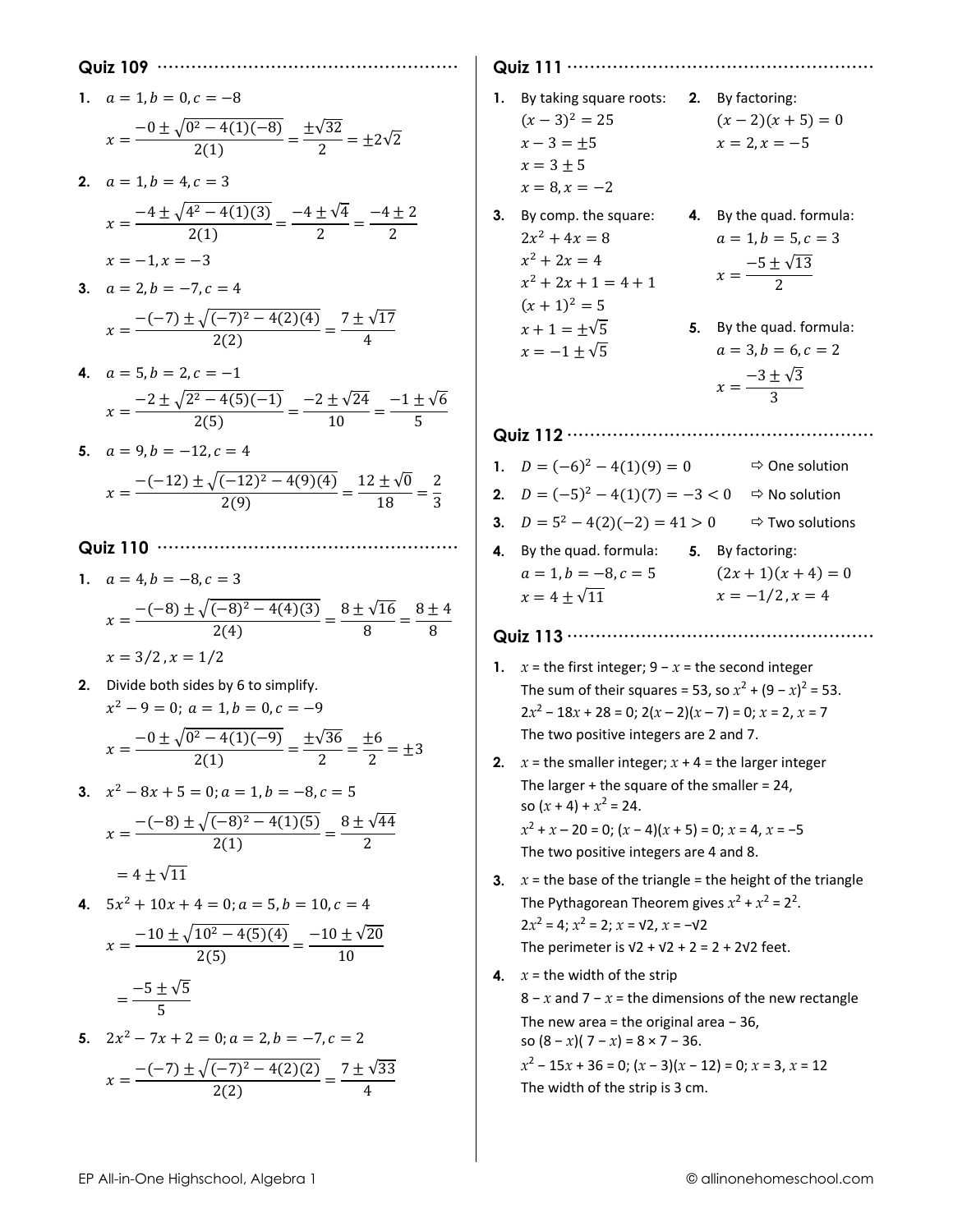## Quiz 109

1. $a = 1, b = 0, c = -8$

$$x = \frac{-0 \pm \sqrt{0^2 - 4(1)(-8)}}{2(1)} = \frac{\pm\sqrt{32}}{2} = \pm 2\sqrt{2}$$

2. $a = 1, b = 4, c = 3$

$$x = \frac{-4 \pm \sqrt{4^2 - 4(1)(3)}}{2(1)} = \frac{-4 \pm \sqrt{4}}{2} = \frac{-4 \pm 2}{2}$$

$x = -1, x = -3$

3. $a = 2, b = -7, c = 4$

$$x = \frac{-(-7) \pm \sqrt{(-7)^2 - 4(2)(4)}}{2(2)} = \frac{7 \pm \sqrt{17}}{4}$$

4. $a = 5, b = 2, c = -1$

$$x = \frac{-2 \pm \sqrt{2^2 - 4(5)(-1)}}{2(5)} = \frac{-2 \pm \sqrt{24}}{10} = \frac{-1 \pm \sqrt{6}}{5}$$

5. $a = 9, b = -12, c = 4$

$$x = \frac{-(-12) \pm \sqrt{(-12)^2 - 4(9)(4)}}{2(9)} = \frac{12 \pm \sqrt{0}}{18} = \frac{2}{3}$$

## Quiz 110

1. $a = 4, b = -8, c = 3$

$$x = \frac{-(-8) \pm \sqrt{(-8)^2 - 4(4)(3)}}{2(4)} = \frac{8 \pm \sqrt{16}}{8} = \frac{8 \pm 4}{8}$$

$x = 3/2, x = 1/2$

2. Divide both sides by 6 to simplify.

$x^2 - 9 = 0;\ a = 1, b = 0, c = -9$

$$x = \frac{-0 \pm \sqrt{0^2 - 4(1)(-9)}}{2(1)} = \frac{\pm\sqrt{36}}{2} = \frac{\pm 6}{2} = \pm 3$$

3. $x^2 - 8x + 5 = 0; a = 1, b = -8, c = 5$

$$x = \frac{-(-8) \pm \sqrt{(-8)^2 - 4(1)(5)}}{2(1)} = \frac{8 \pm \sqrt{44}}{2}$$

$$= 4 \pm \sqrt{11}$$

4. $5x^2 + 10x + 4 = 0; a = 5, b = 10, c = 4$

$$x = \frac{-10 \pm \sqrt{10^2 - 4(5)(4)}}{2(5)} = \frac{-10 \pm \sqrt{20}}{10}$$

$$= \frac{-5 \pm \sqrt{5}}{5}$$

5. $2x^2 - 7x + 2 = 0; a = 2, b = -7, c = 2$

$$x = \frac{-(-7) \pm \sqrt{(-7)^2 - 4(2)(2)}}{2(2)} = \frac{7 \pm \sqrt{33}}{4}$$

## Quiz 111

1. By taking square roots:
$(x - 3)^2 = 25$
$x - 3 = \pm 5$
$x = 3 \pm 5$
$x = 8, x = -2$

2. By factoring:
$(x - 2)(x + 5) = 0$
$x = 2, x = -5$

3. By comp. the square:
$2x^2 + 4x = 8$
$x^2 + 2x = 4$
$x^2 + 2x + 1 = 4 + 1$
$(x + 1)^2 = 5$
$x + 1 = \pm\sqrt{5}$
$x = -1 \pm \sqrt{5}$

4. By the quad. formula:
$a = 1, b = 5, c = 3$
$x = \dfrac{-5 \pm \sqrt{13}}{2}$

5. By the quad. formula:
$a = 3, b = 6, c = 2$
$x = \dfrac{-3 \pm \sqrt{3}}{3}$

## Quiz 112

1. $D = (-6)^2 - 4(1)(9) = 0$ ⇨ One solution
2. $D = (-5)^2 - 4(1)(7) = -3 < 0$ ⇨ No solution
3. $D = 5^2 - 4(2)(-2) = 41 > 0$ ⇨ Two solutions
4. By the quad. formula:
$a = 1, b = -8, c = 5$
$x = 4 \pm \sqrt{11}$
5. By factoring:
$(2x + 1)(x + 4) = 0$
$x = -1/2, x = 4$

## Quiz 113

1. $x$ = the first integer; $9 - x$ = the second integer
The sum of their squares = 53, so $x^2 + (9 - x)^2 = 53$.
$2x^2 - 18x + 28 = 0$; $2(x - 2)(x - 7) = 0$; $x = 2, x = 7$
The two positive integers are 2 and 7.

2. $x$ = the smaller integer; $x + 4$ = the larger integer
The larger + the square of the smaller = 24,
so $(x + 4) + x^2 = 24$.
$x^2 + x - 20 = 0$; $(x - 4)(x + 5) = 0$; $x = 4, x = -5$
The two positive integers are 4 and 8.

3. $x$ = the base of the triangle = the height of the triangle
The Pythagorean Theorem gives $x^2 + x^2 = 2^2$.
$2x^2 = 4$; $x^2 = 2$; $x = \sqrt{2}, x = -\sqrt{2}$
The perimeter is $\sqrt{2} + \sqrt{2} + 2 = 2 + 2\sqrt{2}$ feet.

4. $x$ = the width of the strip
$8 - x$ and $7 - x$ = the dimensions of the new rectangle
The new area = the original area − 36,
so $(8 - x)(7 - x) = 8 \times 7 - 36$.
$x^2 - 15x + 36 = 0$; $(x - 3)(x - 12) = 0$; $x = 3, x = 12$
The width of the strip is 3 cm.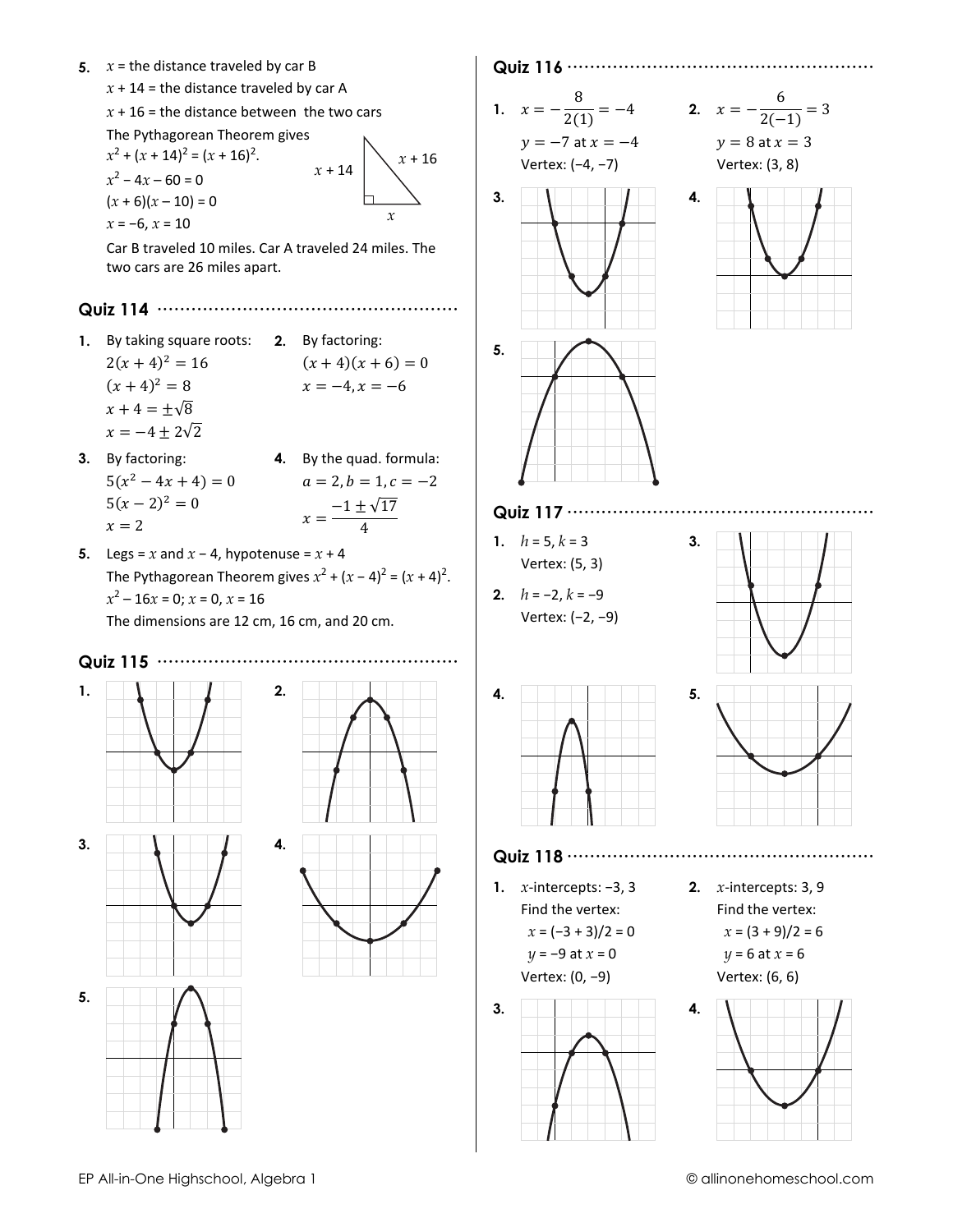5. $x$ = the distance traveled by car B

   $x + 14$ = the distance traveled by car A

   $x + 16$ = the distance between the two cars

   The Pythagorean Theorem gives

   $x^2 + (x + 14)^2 = (x + 16)^2$.

   $x^2 - 4x - 60 = 0$

   $(x + 6)(x - 10) = 0$

   $x = -6, x = 10$

   Car B traveled 10 miles. Car A traveled 24 miles. The two cars are 26 miles apart.

## Quiz 114

1. By taking square roots:

   $2(x + 4)^2 = 16$

   $(x + 4)^2 = 8$

   $x + 4 = \pm\sqrt{8}$

   $x = -4 \pm 2\sqrt{2}$

2. By factoring:

   $(x + 4)(x + 6) = 0$

   $x = -4, x = -6$

3. By factoring:

   $5(x^2 - 4x + 4) = 0$

   $5(x - 2)^2 = 0$

   $x = 2$

4. By the quad. formula:

   $a = 2, b = 1, c = -2$

   $x = \dfrac{-1 \pm \sqrt{17}}{4}$

5. Legs = $x$ and $x - 4$, hypotenuse = $x + 4$

   The Pythagorean Theorem gives $x^2 + (x - 4)^2 = (x + 4)^2$.

   $x^2 - 16x = 0$; $x = 0, x = 16$

   The dimensions are 12 cm, 16 cm, and 20 cm.

## Quiz 115

1. 
2. 
3. 
4. 
5. 

## Quiz 116

1. $x = -\dfrac{8}{2(1)} = -4$

   $y = -7$ at $x = -4$

   Vertex: $(-4, -7)$

2. $x = -\dfrac{6}{2(-1)} = 3$

   $y = 8$ at $x = 3$

   Vertex: $(3, 8)$

3. 
4. 
5. 

## Quiz 117

1. $h = 5, k = 3$

   Vertex: $(5, 3)$

2. $h = -2, k = -9$

   Vertex: $(-2, -9)$

3. 
4. 
5. 

## Quiz 118

1. $x$-intercepts: $-3$, $3$

   Find the vertex:

   $x = (-3 + 3)/2 = 0$

   $y = -9$ at $x = 0$

   Vertex: $(0, -9)$

2. $x$-intercepts: $3$, $9$

   Find the vertex:

   $x = (3 + 9)/2 = 6$

   $y = 6$ at $x = 6$

   Vertex: $(6, 6)$

3. 
4.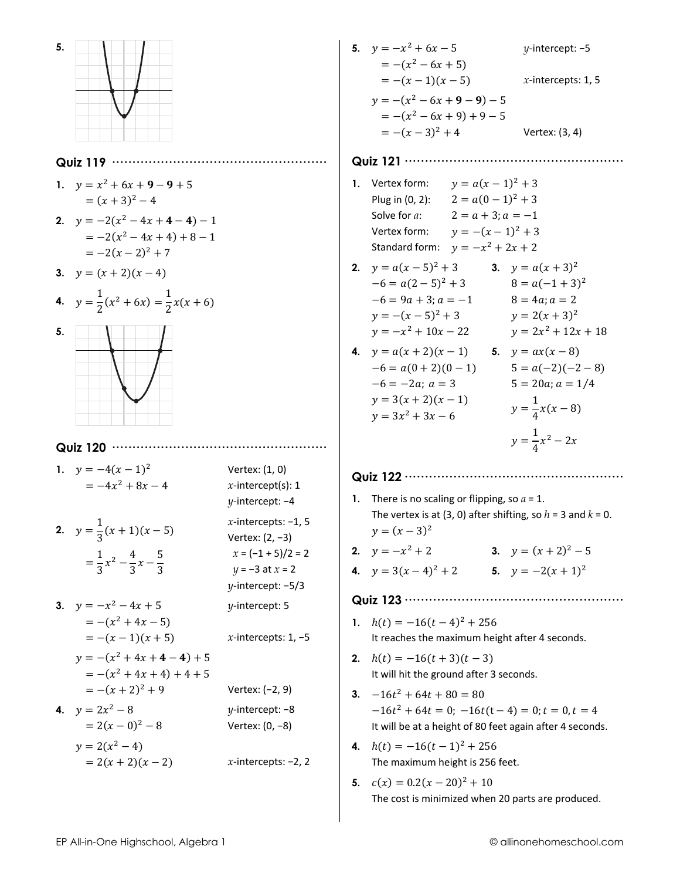5.

## Quiz 119

1. $y = x^2 + 6x + \mathbf{9} - \mathbf{9} + 5$
   $= (x + 3)^2 - 4$

2. $y = -2(x^2 - 4x + \mathbf{4} - \mathbf{4}) - 1$
   $= -2(x^2 - 4x + 4) + 8 - 1$
   $= -2(x - 2)^2 + 7$

3. $y = (x + 2)(x - 4)$

4. $y = \frac{1}{2}(x^2 + 6x) = \frac{1}{2}x(x + 6)$

5.

## Quiz 120

1. $y = -4(x - 1)^2$ — Vertex: (1, 0)
   $= -4x^2 + 8x - 4$ — $x$-intercept(s): 1
   $y$-intercept: –4

2. $y = \frac{1}{3}(x + 1)(x - 5)$ — $x$-intercepts: –1, 5
   $= \frac{1}{3}x^2 - \frac{4}{3}x - \frac{5}{3}$ — Vertex: (2, –3)
   $x = (-1 + 5)/2 = 2$
   $y = -3$ at $x = 2$
   $y$-intercept: –5/3

3. $y = -x^2 - 4x + 5$ — $y$-intercept: 5
   $= -(x^2 + 4x - 5)$
   $= -(x - 1)(x + 5)$ — $x$-intercepts: 1, –5
   $y = -(x^2 + 4x + \mathbf{4} - \mathbf{4}) + 5$
   $= -(x^2 + 4x + 4) + 4 + 5$
   $= -(x + 2)^2 + 9$ — Vertex: (–2, 9)

4. $y = 2x^2 - 8$ — $y$-intercept: –8
   $= 2(x - 0)^2 - 8$ — Vertex: (0, –8)
   $y = 2(x^2 - 4)$
   $= 2(x + 2)(x - 2)$ — $x$-intercepts: –2, 2

5. $y = -x^2 + 6x - 5$ — $y$-intercept: –5
   $= -(x^2 - 6x + 5)$
   $= -(x - 1)(x - 5)$ — $x$-intercepts: 1, 5
   $y = -(x^2 - 6x + \mathbf{9} - \mathbf{9}) - 5$
   $= -(x^2 - 6x + 9) + 9 - 5$
   $= -(x - 3)^2 + 4$ — Vertex: (3, 4)

## Quiz 121

1. Vertex form: $y = a(x - 1)^2 + 3$
   Plug in (0, 2): $2 = a(0 - 1)^2 + 3$
   Solve for $a$: $2 = a + 3; a = -1$
   Vertex form: $y = -(x - 1)^2 + 3$
   Standard form: $y = -x^2 + 2x + 2$

2. $y = a(x - 5)^2 + 3$
   $-6 = a(2 - 5)^2 + 3$
   $-6 = 9a + 3; a = -1$
   $y = -(x - 5)^2 + 3$
   $y = -x^2 + 10x - 22$

3. $y = a(x + 3)^2$
   $8 = a(-1 + 3)^2$
   $8 = 4a; a = 2$
   $y = 2(x + 3)^2$
   $y = 2x^2 + 12x + 18$

4. $y = a(x + 2)(x - 1)$
   $-6 = a(0 + 2)(0 - 1)$
   $-6 = -2a;\ a = 3$
   $y = 3(x + 2)(x - 1)$
   $y = 3x^2 + 3x - 6$

5. $y = ax(x - 8)$
   $5 = a(-2)(-2 - 8)$
   $5 = 20a; a = 1/4$
   $y = \frac{1}{4}x(x - 8)$
   $y = \frac{1}{4}x^2 - 2x$

## Quiz 122

1. There is no scaling or flipping, so $a = 1$.
   The vertex is at (3, 0) after shifting, so $h = 3$ and $k = 0$.
   $y = (x - 3)^2$

2. $y = -x^2 + 2$

3. $y = (x + 2)^2 - 5$

4. $y = 3(x - 4)^2 + 2$

5. $y = -2(x + 1)^2$

## Quiz 123

1. $h(t) = -16(t - 4)^2 + 256$
   It reaches the maximum height after 4 seconds.

2. $h(t) = -16(t + 3)(t - 3)$
   It will hit the ground after 3 seconds.

3. $-16t^2 + 64t + 80 = 80$
   $-16t^2 + 64t = 0;\ -16t(t - 4) = 0; t = 0, t = 4$
   It will be at a height of 80 feet again after 4 seconds.

4. $h(t) = -16(t - 1)^2 + 256$
   The maximum height is 256 feet.

5. $c(x) = 0.2(x - 20)^2 + 10$
   The cost is minimized when 20 parts are produced.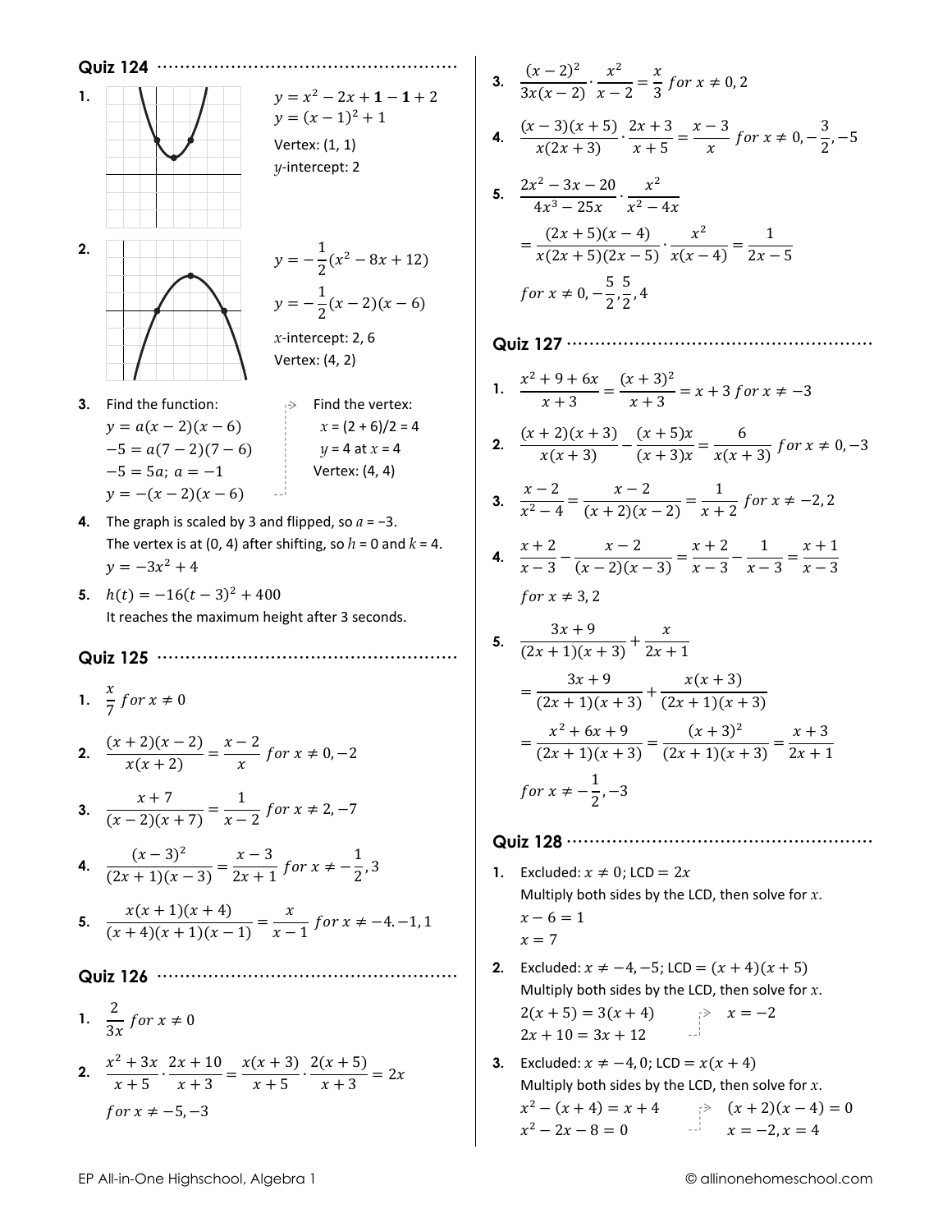## Quiz 124

1. $y = x^2 - 2x + \mathbf{1} - \mathbf{1} + 2$
   $y = (x-1)^2 + 1$
   Vertex: (1, 1)
   $y$-intercept: 2

2. $y = -\frac{1}{2}(x^2 - 8x + 12)$
   $y = -\frac{1}{2}(x-2)(x-6)$
   $x$-intercept: 2, 6
   Vertex: (4, 2)

3. Find the function:
   $y = a(x-2)(x-6)$
   $-5 = a(7-2)(7-6)$
   $-5 = 5a;\ a = -1$
   $y = -(x-2)(x-6)$
   
   Find the vertex:
   $x = (2 + 6)/2 = 4$
   $y = 4$ at $x = 4$
   Vertex: (4, 4)

4. The graph is scaled by 3 and flipped, so $a = -3$.
   The vertex is at (0, 4) after shifting, so $h = 0$ and $k = 4$.
   $y = -3x^2 + 4$

5. $h(t) = -16(t-3)^2 + 400$
   It reaches the maximum height after 3 seconds.

## Quiz 125

1. $\frac{x}{7}\ for\ x \neq 0$

2. $\frac{(x+2)(x-2)}{x(x+2)} = \frac{x-2}{x}\ for\ x \neq 0, -2$

3. $\frac{x+7}{(x-2)(x+7)} = \frac{1}{x-2}\ for\ x \neq 2, -7$

4. $\frac{(x-3)^2}{(2x+1)(x-3)} = \frac{x-3}{2x+1}\ for\ x \neq -\frac{1}{2}, 3$

5. $\frac{x(x+1)(x+4)}{(x+4)(x+1)(x-1)} = \frac{x}{x-1}\ for\ x \neq -4. -1, 1$

## Quiz 126

1. $\frac{2}{3x}\ for\ x \neq 0$

2. $\frac{x^2+3x}{x+5} \cdot \frac{2x+10}{x+3} = \frac{x(x+3)}{x+5} \cdot \frac{2(x+5)}{x+3} = 2x$
   $for\ x \neq -5, -3$

3. $\frac{(x-2)^2}{3x(x-2)} \cdot \frac{x^2}{x-2} = \frac{x}{3}\ for\ x \neq 0, 2$

4. $\frac{(x-3)(x+5)}{x(2x+3)} \cdot \frac{2x+3}{x+5} = \frac{x-3}{x}\ for\ x \neq 0, -\frac{3}{2}, -5$

5. $\frac{2x^2-3x-20}{4x^3-25x} \cdot \frac{x^2}{x^2-4x}$
   $= \frac{(2x+5)(x-4)}{x(2x+5)(2x-5)} \cdot \frac{x^2}{x(x-4)} = \frac{1}{2x-5}$
   $for\ x \neq 0, -\frac{5}{2}, \frac{5}{2}, 4$

## Quiz 127

1. $\frac{x^2+9+6x}{x+3} = \frac{(x+3)^2}{x+3} = x+3\ for\ x \neq -3$

2. $\frac{(x+2)(x+3)}{x(x+3)} - \frac{(x+5)x}{(x+3)x} = \frac{6}{x(x+3)}\ for\ x \neq 0, -3$

3. $\frac{x-2}{x^2-4} = \frac{x-2}{(x+2)(x-2)} = \frac{1}{x+2}\ for\ x \neq -2, 2$

4. $\frac{x+2}{x-3} - \frac{x-2}{(x-2)(x-3)} = \frac{x+2}{x-3} - \frac{1}{x-3} = \frac{x+1}{x-3}$
   $for\ x \neq 3, 2$

5. $\frac{3x+9}{(2x+1)(x+3)} + \frac{x}{2x+1}$
   $= \frac{3x+9}{(2x+1)(x+3)} + \frac{x(x+3)}{(2x+1)(x+3)}$
   $= \frac{x^2+6x+9}{(2x+1)(x+3)} = \frac{(x+3)^2}{(2x+1)(x+3)} = \frac{x+3}{2x+1}$
   $for\ x \neq -\frac{1}{2}, -3$

## Quiz 128

1. Excluded: $x \neq 0$; LCD $= 2x$
   Multiply both sides by the LCD, then solve for $x$.
   $x - 6 = 1$
   $x = 7$

2. Excluded: $x \neq -4, -5$; LCD $= (x+4)(x+5)$
   Multiply both sides by the LCD, then solve for $x$.
   $2(x+5) = 3(x+4)$
   $2x + 10 = 3x + 12$
   $x = -2$

3. Excluded: $x \neq -4, 0$; LCD $= x(x+4)$
   Multiply both sides by the LCD, then solve for $x$.
   $x^2 - (x+4) = x + 4$
   $x^2 - 2x - 8 = 0$
   $(x+2)(x-4) = 0$
   $x = -2, x = 4$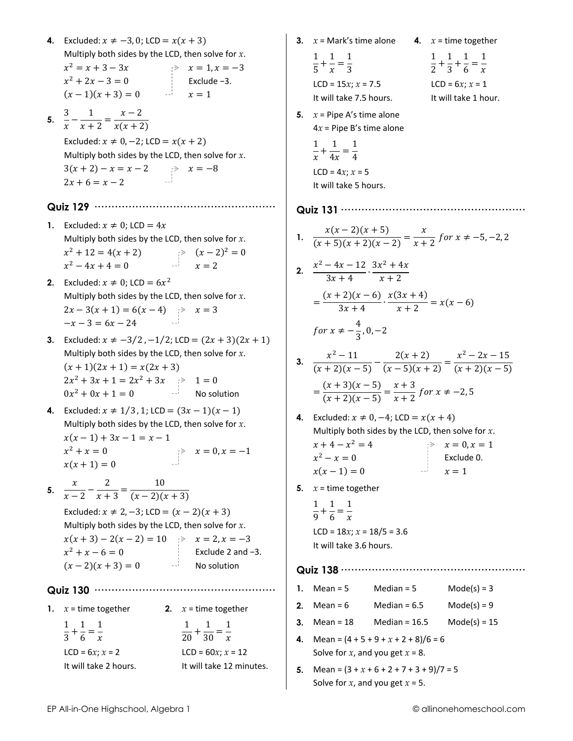4. Excluded: $x \neq -3, 0$; LCD $= x(x+3)$

   Multiply both sides by the LCD, then solve for $x$.

   $x^2 = x + 3 - 3x$

   $x^2 + 2x - 3 = 0$

   $(x-1)(x+3) = 0$

   $x = 1, x = -3$

   Exclude −3.

   $x = 1$

5. $\frac{3}{x} - \frac{1}{x+2} = \frac{x-2}{x(x+2)}$

   Excluded: $x \neq 0, -2$; LCD $= x(x+2)$

   Multiply both sides by the LCD, then solve for $x$.

   $3(x+2) - x = x - 2$

   $2x + 6 = x - 2$

   $x = -8$

## Quiz 129

1. Excluded: $x \neq 0$; LCD $= 4x$

   Multiply both sides by the LCD, then solve for $x$.

   $x^2 + 12 = 4(x+2)$

   $x^2 - 4x + 4 = 0$

   $(x-2)^2 = 0$

   $x = 2$

2. Excluded: $x \neq 0$; LCD $= 6x^2$

   Multiply both sides by the LCD, then solve for $x$.

   $2x - 3(x+1) = 6(x-4)$

   $-x - 3 = 6x - 24$

   $x = 3$

3. Excluded: $x \neq -3/2, -1/2$; LCD $= (2x+3)(2x+1)$

   Multiply both sides by the LCD, then solve for $x$.

   $(x+1)(2x+1) = x(2x+3)$

   $2x^2 + 3x + 1 = 2x^2 + 3x$

   $0x^2 + 0x + 1 = 0$

   $1 = 0$

   No solution

4. Excluded: $x \neq 1/3, 1$; LCD $= (3x-1)(x-1)$

   Multiply both sides by the LCD, then solve for $x$.

   $x(x-1) + 3x - 1 = x - 1$

   $x^2 + x = 0$

   $x(x+1) = 0$

   $x = 0, x = -1$

5. $\frac{x}{x-2} - \frac{2}{x+3} = \frac{10}{(x-2)(x+3)}$

   Excluded: $x \neq 2, -3$; LCD $= (x-2)(x+3)$

   Multiply both sides by the LCD, then solve for $x$.

   $x(x+3) - 2(x-2) = 10$

   $x^2 + x - 6 = 0$

   $(x-2)(x+3) = 0$

   $x = 2, x = -3$

   Exclude 2 and −3.

   No solution

## Quiz 130

1. $x$ = time together

   $\frac{1}{3} + \frac{1}{6} = \frac{1}{x}$

   LCD = $6x$; $x$ = 2

   It will take 2 hours.

2. $x$ = time together

   $\frac{1}{20} + \frac{1}{30} = \frac{1}{x}$

   LCD = $60x$; $x$ = 12

   It will take 12 minutes.

3. $x$ = Mark's time alone

   $\frac{1}{5} + \frac{1}{x} = \frac{1}{3}$

   LCD = $15x$; $x$ = 7.5

   It will take 7.5 hours.

4. $x$ = time together

   $\frac{1}{2} + \frac{1}{3} + \frac{1}{6} = \frac{1}{x}$

   LCD = $6x$; $x$ = 1

   It will take 1 hour.

5. $x$ = Pipe A's time alone

   $4x$ = Pipe B's time alone

   $\frac{1}{x} + \frac{1}{4x} = \frac{1}{4}$

   LCD = $4x$; $x$ = 5

   It will take 5 hours.

## Quiz 131

1. $\frac{x(x-2)(x+5)}{(x+5)(x+2)(x-2)} = \frac{x}{x+2}$ *for* $x \neq -5, -2, 2$

2. $\frac{x^2 - 4x - 12}{3x+4} \cdot \frac{3x^2 + 4x}{x+2}$

   $= \frac{(x+2)(x-6)}{3x+4} \cdot \frac{x(3x+4)}{x+2} = x(x-6)$

   *for* $x \neq -\frac{4}{3}, 0, -2$

3. $\frac{x^2 - 11}{(x+2)(x-5)} - \frac{2(x+2)}{(x-5)(x+2)} = \frac{x^2 - 2x - 15}{(x+2)(x-5)}$

   $= \frac{(x+3)(x-5)}{(x+2)(x-5)} = \frac{x+3}{x+2}$ *for* $x \neq -2, 5$

4. Excluded: $x \neq 0, -4$; LCD $= x(x+4)$

   Multiply both sides by the LCD, then solve for $x$.

   $x + 4 - x^2 = 4$

   $x^2 - x = 0$

   $x(x-1) = 0$

   $x = 0, x = 1$

   Exclude 0.

   $x = 1$

5. $x$ = time together

   $\frac{1}{9} + \frac{1}{6} = \frac{1}{x}$

   LCD = $18x$; $x$ = 18/5 = 3.6

   It will take 3.6 hours.

## Quiz 138

1. Mean = 5 &nbsp;&nbsp; Median = 5 &nbsp;&nbsp; Mode(s) = 3
2. Mean = 6 &nbsp;&nbsp; Median = 6.5 &nbsp;&nbsp; Mode(s) = 9
3. Mean = 18 &nbsp;&nbsp; Median = 16.5 &nbsp;&nbsp; Mode(s) = 15
4. Mean = $(4 + 5 + 9 + x + 2 + 8)/6 = 6$

   Solve for $x$, and you get $x$ = 8.
5. Mean = $(3 + x + 6 + 2 + 7 + 3 + 9)/7 = 5$

   Solve for $x$, and you get $x$ = 5.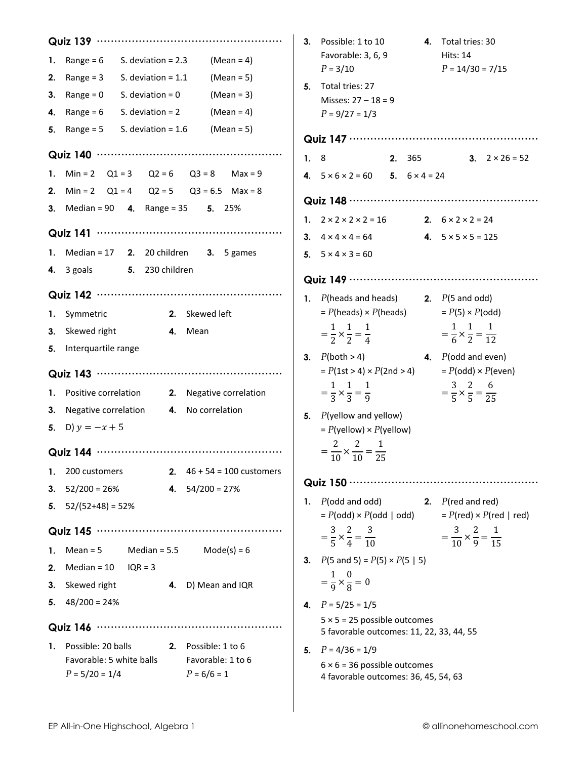## Quiz 139

1. Range = 6  S. deviation = 2.3  (Mean = 4)
2. Range = 3  S. deviation = 1.1  (Mean = 5)
3. Range = 0  S. deviation = 0  (Mean = 3)
4. Range = 6  S. deviation = 2  (Mean = 4)
5. Range = 5  S. deviation = 1.6  (Mean = 5)

## Quiz 140

1. Min = 2  Q1 = 3  Q2 = 6  Q3 = 8  Max = 9
2. Min = 2  Q1 = 4  Q2 = 5  Q3 = 6.5  Max = 8
3. Median = 90
4. Range = 35
5. 25%

## Quiz 141

1. Median = 17
2. 20 children
3. 5 games
4. 3 goals
5. 230 children

## Quiz 142

1. Symmetric
2. Skewed left
3. Skewed right
4. Mean
5. Interquartile range

## Quiz 143

1. Positive correlation
2. Negative correlation
3. Negative correlation
4. No correlation
5. D) $y = -x + 5$

## Quiz 144

1. 200 customers
2. 46 + 54 = 100 customers
3. 52/200 = 26%
4. 54/200 = 27%
5. 52/(52+48) = 52%

## Quiz 145

1. Mean = 5  Median = 5.5  Mode(s) = 6
2. Median = 10  IQR = 3
3. Skewed right
4. D) Mean and IQR
5. 48/200 = 24%

## Quiz 146

1. Possible: 20 balls
   Favorable: 5 white balls
   $P = 5/20 = 1/4$
2. Possible: 1 to 6
   Favorable: 1 to 6
   $P = 6/6 = 1$
3. Possible: 1 to 10
   Favorable: 3, 6, 9
   $P = 3/10$
4. Total tries: 30
   Hits: 14
   $P = 14/30 = 7/15$
5. Total tries: 27
   Misses: 27 – 18 = 9
   $P = 9/27 = 1/3$

## Quiz 147

1. 8
2. 365
3. 2 × 26 = 52
4. 5 × 6 × 2 = 60
5. 6 × 4 = 24

## Quiz 148

1. 2 × 2 × 2 × 2 = 16
2. 6 × 2 × 2 = 24
3. 4 × 4 × 4 = 64
4. 5 × 5 × 5 = 125
5. 5 × 4 × 3 = 60

## Quiz 149

1. $P(\text{heads and heads})$
   $= P(\text{heads}) \times P(\text{heads})$
   $= \frac{1}{2} \times \frac{1}{2} = \frac{1}{4}$
2. $P(5 \text{ and odd})$
   $= P(5) \times P(\text{odd})$
   $= \frac{1}{6} \times \frac{1}{2} = \frac{1}{12}$
3. $P(\text{both} > 4)$
   $= P(\text{1st} > 4) \times P(\text{2nd} > 4)$
   $= \frac{1}{3} \times \frac{1}{3} = \frac{1}{9}$
4. $P(\text{odd and even})$
   $= P(\text{odd}) \times P(\text{even})$
   $= \frac{3}{5} \times \frac{2}{5} = \frac{6}{25}$
5. $P(\text{yellow and yellow})$
   $= P(\text{yellow}) \times P(\text{yellow})$
   $= \frac{2}{10} \times \frac{2}{10} = \frac{1}{25}$

## Quiz 150

1. $P(\text{odd and odd})$
   $= P(\text{odd}) \times P(\text{odd} \mid \text{odd})$
   $= \frac{3}{5} \times \frac{2}{4} = \frac{3}{10}$
2. $P(\text{red and red})$
   $= P(\text{red}) \times P(\text{red} \mid \text{red})$
   $= \frac{3}{10} \times \frac{2}{9} = \frac{1}{15}$
3. $P(5 \text{ and } 5) = P(5) \times P(5 \mid 5)$
   $= \frac{1}{9} \times \frac{0}{8} = 0$
4. $P = 5/25 = 1/5$
   5 × 5 = 25 possible outcomes
   5 favorable outcomes: 11, 22, 33, 44, 55
5. $P = 4/36 = 1/9$
   6 × 6 = 36 possible outcomes
   4 favorable outcomes: 36, 45, 54, 63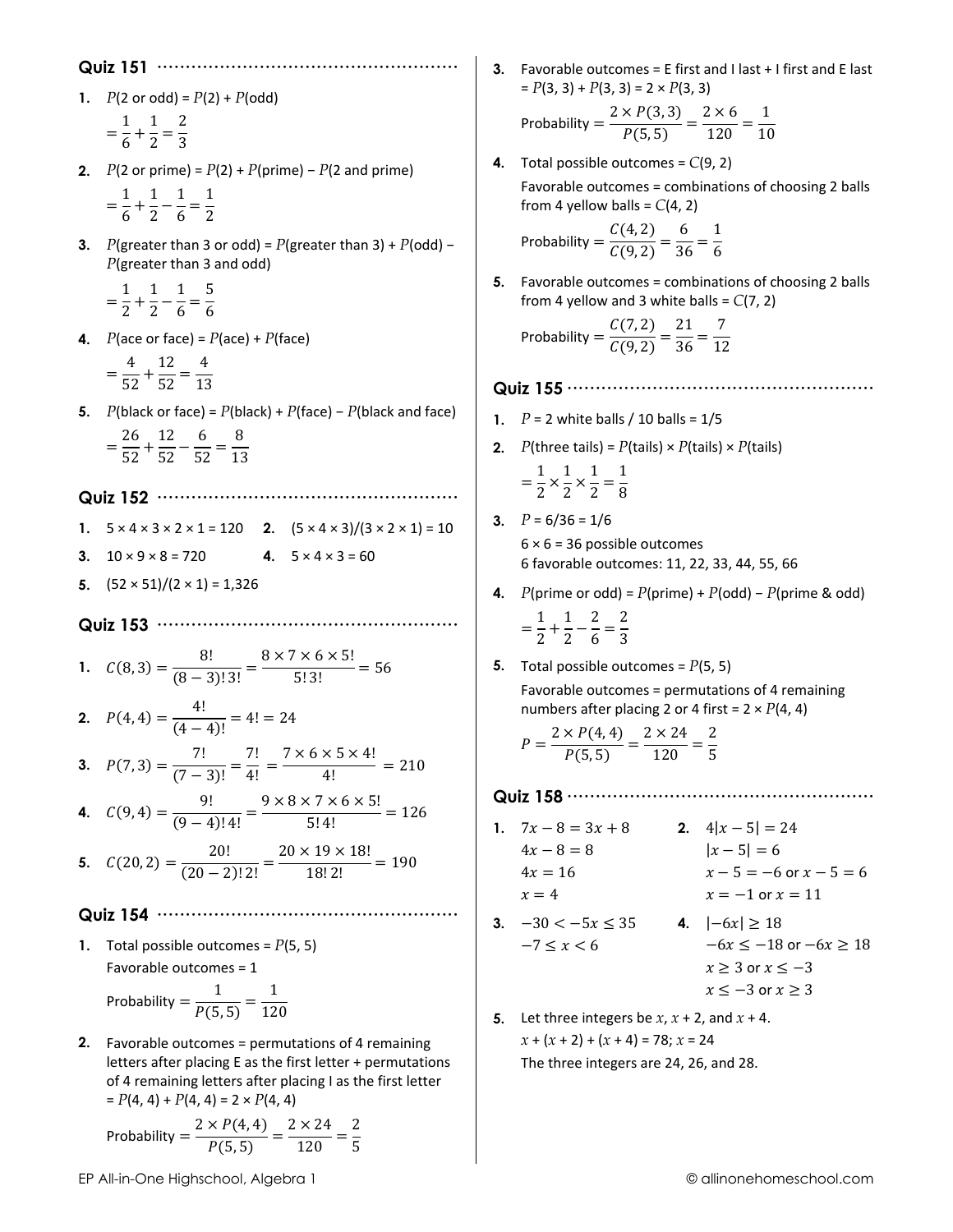## Quiz 151

1. $P$(2 or odd) = $P$(2) + $P$(odd)

   $= \frac{1}{6} + \frac{1}{2} = \frac{2}{3}$

2. $P$(2 or prime) = $P$(2) + $P$(prime) − $P$(2 and prime)

   $= \frac{1}{6} + \frac{1}{2} - \frac{1}{6} = \frac{1}{2}$

3. $P$(greater than 3 or odd) = $P$(greater than 3) + $P$(odd) − $P$(greater than 3 and odd)

   $= \frac{1}{2} + \frac{1}{2} - \frac{1}{6} = \frac{5}{6}$

4. $P$(ace or face) = $P$(ace) + $P$(face)

   $= \frac{4}{52} + \frac{12}{52} = \frac{4}{13}$

5. $P$(black or face) = $P$(black) + $P$(face) − $P$(black and face)

   $= \frac{26}{52} + \frac{12}{52} - \frac{6}{52} = \frac{8}{13}$

## Quiz 152

1. 5 × 4 × 3 × 2 × 1 = 120
2. (5 × 4 × 3)/(3 × 2 × 1) = 10
3. 10 × 9 × 8 = 720
4. 5 × 4 × 3 = 60
5. (52 × 51)/(2 × 1) = 1,326

## Quiz 153

1. $C(8,3) = \frac{8!}{(8-3)!\,3!} = \frac{8 \times 7 \times 6 \times 5!}{5!\,3!} = 56$

2. $P(4,4) = \frac{4!}{(4-4)!} = 4! = 24$

3. $P(7,3) = \frac{7!}{(7-3)!} = \frac{7!}{4!} = \frac{7 \times 6 \times 5 \times 4!}{4!} = 210$

4. $C(9,4) = \frac{9!}{(9-4)!\,4!} = \frac{9 \times 8 \times 7 \times 6 \times 5!}{5!\,4!} = 126$

5. $C(20,2) = \frac{20!}{(20-2)!\,2!} = \frac{20 \times 19 \times 18!}{18!\,2!} = 190$

## Quiz 154

1. Total possible outcomes = $P(5, 5)$

   Favorable outcomes = 1

   $\text{Probability} = \frac{1}{P(5,5)} = \frac{1}{120}$

2. Favorable outcomes = permutations of 4 remaining letters after placing E as the first letter + permutations of 4 remaining letters after placing I as the first letter = $P(4, 4) + P(4, 4) = 2 \times P(4, 4)$

   $\text{Probability} = \frac{2 \times P(4,4)}{P(5,5)} = \frac{2 \times 24}{120} = \frac{2}{5}$

3. Favorable outcomes = E first and I last + I first and E last = $P(3, 3) + P(3, 3) = 2 \times P(3, 3)$

   $\text{Probability} = \frac{2 \times P(3,3)}{P(5,5)} = \frac{2 \times 6}{120} = \frac{1}{10}$

4. Total possible outcomes = $C(9, 2)$

   Favorable outcomes = combinations of choosing 2 balls from 4 yellow balls = $C(4, 2)$

   $\text{Probability} = \frac{C(4,2)}{C(9,2)} = \frac{6}{36} = \frac{1}{6}$

5. Favorable outcomes = combinations of choosing 2 balls from 4 yellow and 3 white balls = $C(7, 2)$

   $\text{Probability} = \frac{C(7,2)}{C(9,2)} = \frac{21}{36} = \frac{7}{12}$

## Quiz 155

1. $P$ = 2 white balls / 10 balls = 1/5

2. $P$(three tails) = $P$(tails) × $P$(tails) × $P$(tails)

   $= \frac{1}{2} \times \frac{1}{2} \times \frac{1}{2} = \frac{1}{8}$

3. $P$ = 6/36 = 1/6

   6 × 6 = 36 possible outcomes

   6 favorable outcomes: 11, 22, 33, 44, 55, 66

4. $P$(prime or odd) = $P$(prime) + $P$(odd) − $P$(prime & odd)

   $= \frac{1}{2} + \frac{1}{2} - \frac{2}{6} = \frac{2}{3}$

5. Total possible outcomes = $P(5, 5)$

   Favorable outcomes = permutations of 4 remaining numbers after placing 2 or 4 first = $2 \times P(4, 4)$

   $P = \frac{2 \times P(4,4)}{P(5,5)} = \frac{2 \times 24}{120} = \frac{2}{5}$

## Quiz 158

1. $7x - 8 = 3x + 8$
   $4x - 8 = 8$
   $4x = 16$
   $x = 4$

2. $4|x - 5| = 24$
   $|x - 5| = 6$
   $x - 5 = -6$ or $x - 5 = 6$
   $x = -1$ or $x = 11$

3. $-30 < -5x \le 35$
   $-7 \le x < 6$

4. $|-6x| \ge 18$
   $-6x \le -18$ or $-6x \ge 18$
   $x \ge 3$ or $x \le -3$
   $x \le -3$ or $x \ge 3$

5. Let three integers be $x$, $x + 2$, and $x + 4$.

   $x + (x + 2) + (x + 4) = 78$; $x = 24$

   The three integers are 24, 26, and 28.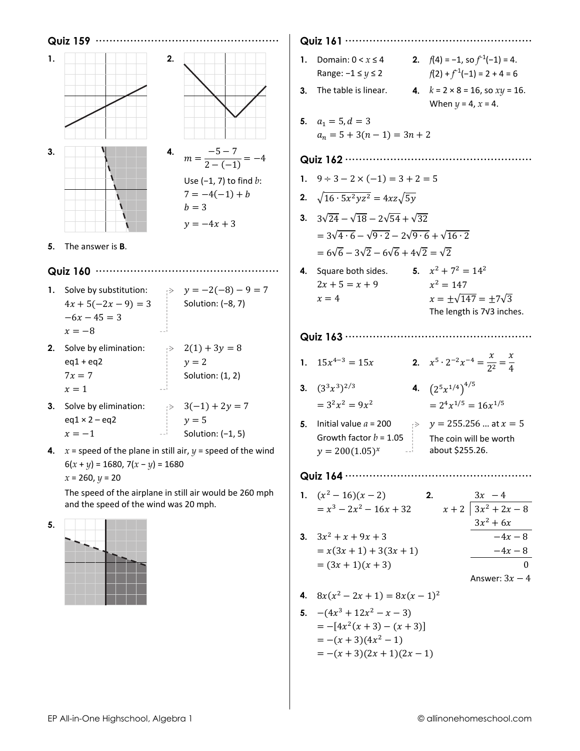## Quiz 159

**1.**

**2.**

**3.**

**4.** $m = \dfrac{-5-7}{2-(-1)} = -4$

Use (−1, 7) to find $b$:

$7 = -4(-1) + b$

$b = 3$

$y = -4x + 3$

**5.** The answer is **B**.

## Quiz 160

**1.** Solve by substitution:

$4x + 5(-2x - 9) = 3$

$-6x - 45 = 3$

$x = -8$

$y = -2(-8) - 9 = 7$

Solution: (−8, 7)

**2.** Solve by elimination:

eq1 + eq2

$7x = 7$

$x = 1$

$2(1) + 3y = 8$

$y = 2$

Solution: (1, 2)

**3.** Solve by elimination:

eq1 × 2 – eq2

$x = -1$

$3(-1) + 2y = 7$

$y = 5$

Solution: (−1, 5)

**4.** $x$ = speed of the plane in still air, $y$ = speed of the wind

$6(x + y) = 1680$, $7(x - y) = 1680$

$x = 260$, $y = 20$

The speed of the airplane in still air would be 260 mph and the speed of the wind was 20 mph.

**5.**

## Quiz 161

**1.** Domain: $0 < x \le 4$

Range: $-1 \le y \le 2$

**2.** $f(4) = -1$, so $f^{-1}(-1) = 4$.

$f(2) + f^{-1}(-1) = 2 + 4 = 6$

**3.** The table is linear.

**4.** $k = 2 \times 8 = 16$, so $xy = 16$.

When $y = 4$, $x = 4$.

**5.** $a_1 = 5, d = 3$

$a_n = 5 + 3(n-1) = 3n + 2$

## Quiz 162

**1.** $9 \div 3 - 2 \times (-1) = 3 + 2 = 5$

**2.** $\sqrt{16 \cdot 5x^2yz^2} = 4xz\sqrt{5y}$

**3.** $3\sqrt{24} - \sqrt{18} - 2\sqrt{54} + \sqrt{32}$

$= 3\sqrt{4 \cdot 6} - \sqrt{9 \cdot 2} - 2\sqrt{9 \cdot 6} + \sqrt{16 \cdot 2}$

$= 6\sqrt{6} - 3\sqrt{2} - 6\sqrt{6} + 4\sqrt{2} = \sqrt{2}$

**4.** Square both sides.

$2x + 5 = x + 9$

$x = 4$

**5.** $x^2 + 7^2 = 14^2$

$x^2 = 147$

$x = \pm\sqrt{147} = \pm 7\sqrt{3}$

The length is $7\sqrt{3}$ inches.

## Quiz 163

**1.** $15x^{4-3} = 15x$

**2.** $x^5 \cdot 2^{-2}x^{-4} = \dfrac{x}{2^2} = \dfrac{x}{4}$

**3.** $(3^3x^3)^{2/3}$

$= 3^2x^2 = 9x^2$

**4.** $(2^5x^{1/4})^{4/5}$

$= 2^4x^{1/5} = 16x^{1/5}$

**5.** Initial value $a = 200$

Growth factor $b = 1.05$

$y = 200(1.05)^x$

$y = 255.256\ldots$ at $x = 5$

The coin will be worth about \$255.26.

## Quiz 164

**1.** $(x^2 - 16)(x - 2)$

$= x^3 - 2x^2 - 16x + 32$

**2.**

$$\begin{array}{r|l} & 3x - 4 \\ \hline x+2 & 3x^2 + 2x - 8 \\ & 3x^2 + 6x \\ \hline & -4x - 8 \\ & -4x - 8 \\ \hline & 0 \end{array}$$

Answer: $3x - 4$

**3.** $3x^2 + x + 9x + 3$

$= x(3x + 1) + 3(3x + 1)$

$= (3x + 1)(x + 3)$

**4.** $8x(x^2 - 2x + 1) = 8x(x - 1)^2$

**5.** $-(4x^3 + 12x^2 - x - 3)$

$= -[4x^2(x + 3) - (x + 3)]$

$= -(x + 3)(4x^2 - 1)$

$= -(x + 3)(2x + 1)(2x - 1)$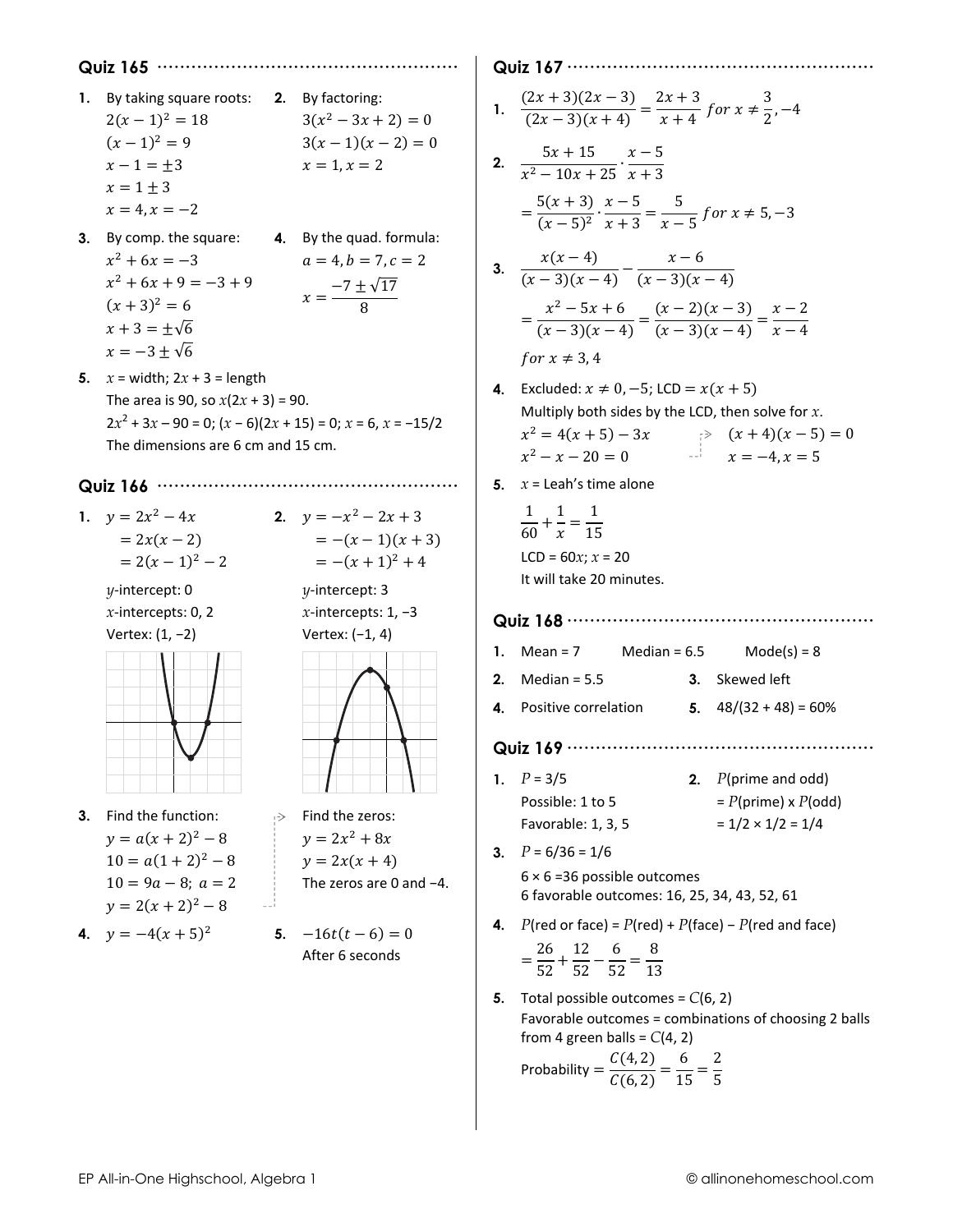## Quiz 165

1. By taking square roots:
   $2(x-1)^2 = 18$
   $(x-1)^2 = 9$
   $x - 1 = \pm 3$
   $x = 1 \pm 3$
   $x = 4, x = -2$

2. By factoring:
   $3(x^2 - 3x + 2) = 0$
   $3(x-1)(x-2) = 0$
   $x = 1, x = 2$

3. By comp. the square:
   $x^2 + 6x = -3$
   $x^2 + 6x + 9 = -3 + 9$
   $(x+3)^2 = 6$
   $x + 3 = \pm\sqrt{6}$
   $x = -3 \pm \sqrt{6}$

4. By the quad. formula:
   $a = 4, b = 7, c = 2$
   $x = \dfrac{-7 \pm \sqrt{17}}{8}$

5. $x$ = width; $2x + 3$ = length
   The area is 90, so $x(2x + 3) = 90$.
   $2x^2 + 3x - 90 = 0$; $(x - 6)(2x + 15) = 0$; $x = 6$, $x = -15/2$
   The dimensions are 6 cm and 15 cm.

## Quiz 166

1. $y = 2x^2 - 4x$
   $= 2x(x-2)$
   $= 2(x-1)^2 - 2$
   $y$-intercept: 0
   $x$-intercepts: 0, 2
   Vertex: (1, −2)

2. $y = -x^2 - 2x + 3$
   $= -(x-1)(x+3)$
   $= -(x+1)^2 + 4$
   $y$-intercept: 3
   $x$-intercepts: 1, −3
   Vertex: (−1, 4)

3. Find the function:
   $y = a(x+2)^2 - 8$
   $10 = a(1+2)^2 - 8$
   $10 = 9a - 8;\ a = 2$
   $y = 2(x+2)^2 - 8$

   Find the zeros:
   $y = 2x^2 + 8x$
   $y = 2x(x+4)$
   The zeros are 0 and −4.

4. $y = -4(x+5)^2$

5. $-16t(t-6) = 0$
   After 6 seconds

## Quiz 167

1. $\dfrac{(2x+3)(2x-3)}{(2x-3)(x+4)} = \dfrac{2x+3}{x+4}$ for $x \neq \dfrac{3}{2}, -4$

2. $\dfrac{5x+15}{x^2-10x+25} \cdot \dfrac{x-5}{x+3}$
   $= \dfrac{5(x+3)}{(x-5)^2} \cdot \dfrac{x-5}{x+3} = \dfrac{5}{x-5}$ for $x \neq 5, -3$

3. $\dfrac{x(x-4)}{(x-3)(x-4)} - \dfrac{x-6}{(x-3)(x-4)}$
   $= \dfrac{x^2-5x+6}{(x-3)(x-4)} = \dfrac{(x-2)(x-3)}{(x-3)(x-4)} = \dfrac{x-2}{x-4}$
   for $x \neq 3, 4$

4. Excluded: $x \neq 0, -5$; LCD = $x(x+5)$
   Multiply both sides by the LCD, then solve for $x$.
   $x^2 = 4(x+5) - 3x$
   $x^2 - x - 20 = 0$
   $(x+4)(x-5) = 0$
   $x = -4, x = 5$

5. $x$ = Leah's time alone
   $\dfrac{1}{60} + \dfrac{1}{x} = \dfrac{1}{15}$
   LCD = $60x$; $x = 20$
   It will take 20 minutes.

## Quiz 168

1. Mean = 7 Median = 6.5 Mode(s) = 8
2. Median = 5.5
3. Skewed left
4. Positive correlation
5. 48/(32 + 48) = 60%

## Quiz 169

1. $P$ = 3/5
   Possible: 1 to 5
   Favorable: 1, 3, 5

2. $P$(prime and odd)
   = $P$(prime) x $P$(odd)
   = 1/2 × 1/2 = 1/4

3. $P$ = 6/36 = 1/6
   6 × 6 =36 possible outcomes
   6 favorable outcomes: 16, 25, 34, 43, 52, 61

4. $P$(red or face) = $P$(red) + $P$(face) − $P$(red and face)
   $= \dfrac{26}{52} + \dfrac{12}{52} - \dfrac{6}{52} = \dfrac{8}{13}$

5. Total possible outcomes = $C(6, 2)$
   Favorable outcomes = combinations of choosing 2 balls from 4 green balls = $C(4, 2)$
   Probability $= \dfrac{C(4,2)}{C(6,2)} = \dfrac{6}{15} = \dfrac{2}{5}$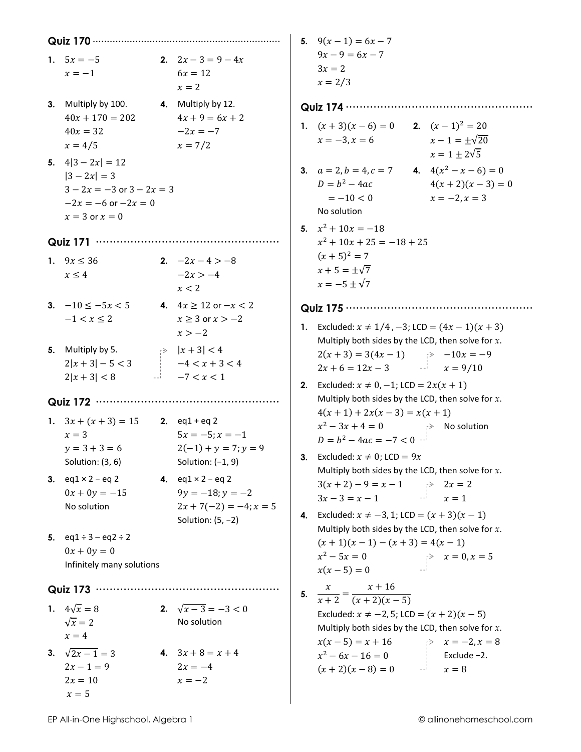## Quiz 170

1. $5x = -5$
   $x = -1$

2. $2x - 3 = 9 - 4x$
   $6x = 12$
   $x = 2$

3. Multiply by 100.
   $40x + 170 = 202$
   $40x = 32$
   $x = 4/5$

4. Multiply by 12.
   $4x + 9 = 6x + 2$
   $-2x = -7$
   $x = 7/2$

5. $4|3 - 2x| = 12$
   $|3 - 2x| = 3$
   $3 - 2x = -3$ or $3 - 2x = 3$
   $-2x = -6$ or $-2x = 0$
   $x = 3$ or $x = 0$

## Quiz 171

1. $9x \leq 36$
   $x \leq 4$

2. $-2x - 4 > -8$
   $-2x > -4$
   $x < 2$

3. $-10 \leq -5x < 5$
   $-1 < x \leq 2$

4. $4x \geq 12$ or $-x < 2$
   $x \geq 3$ or $x > -2$
   $x > -2$

5. Multiply by 5.
   $2|x + 3| - 5 < 3$
   $2|x + 3| < 8$
   $|x + 3| < 4$
   $-4 < x + 3 < 4$
   $-7 < x < 1$

## Quiz 172

1. $3x + (x + 3) = 15$
   $x = 3$
   $y = 3 + 3 = 6$
   Solution: (3, 6)

2. eq1 + eq 2
   $5x = -5; x = -1$
   $2(-1) + y = 7; y = 9$
   Solution: (−1, 9)

3. eq1 × 2 − eq 2
   $0x + 0y = -15$
   No solution

4. eq1 × 2 − eq 2
   $9y = -18; y = -2$
   $2x + 7(-2) = -4; x = 5$
   Solution: (5, −2)

5. eq1 ÷ 3 − eq2 ÷ 2
   $0x + 0y = 0$
   Infinitely many solutions

## Quiz 173

1. $4\sqrt{x} = 8$
   $\sqrt{x} = 2$
   $x = 4$

2. $\sqrt{x - 3} = -3 < 0$
   No solution

3. $\sqrt{2x - 1} = 3$
   $2x - 1 = 9$
   $2x = 10$
   $x = 5$

4. $3x + 8 = x + 4$
   $2x = -4$
   $x = -2$

5. $9(x - 1) = 6x - 7$
   $9x - 9 = 6x - 7$
   $3x = 2$
   $x = 2/3$

## Quiz 174

1. $(x + 3)(x - 6) = 0$
   $x = -3, x = 6$

2. $(x - 1)^2 = 20$
   $x - 1 = \pm\sqrt{20}$
   $x = 1 \pm 2\sqrt{5}$

3. $a = 2, b = 4, c = 7$
   $D = b^2 - 4ac$
   $= -10 < 0$
   No solution

4. $4(x^2 - x - 6) = 0$
   $4(x + 2)(x - 3) = 0$
   $x = -2, x = 3$

5. $x^2 + 10x = -18$
   $x^2 + 10x + 25 = -18 + 25$
   $(x + 5)^2 = 7$
   $x + 5 = \pm\sqrt{7}$
   $x = -5 \pm \sqrt{7}$

## Quiz 175

1. Excluded: $x \neq 1/4, -3$; LCD = $(4x - 1)(x + 3)$
   Multiply both sides by the LCD, then solve for $x$.
   $2(x + 3) = 3(4x - 1)$
   $2x + 6 = 12x - 3$
   $-10x = -9$
   $x = 9/10$

2. Excluded: $x \neq 0, -1$; LCD = $2x(x + 1)$
   Multiply both sides by the LCD, then solve for $x$.
   $4(x + 1) + 2x(x - 3) = x(x + 1)$
   $x^2 - 3x + 4 = 0$
   $D = b^2 - 4ac = -7 < 0$
   No solution

3. Excluded: $x \neq 0$; LCD = $9x$
   Multiply both sides by the LCD, then solve for $x$.
   $3(x + 2) - 9 = x - 1$
   $3x - 3 = x - 1$
   $2x = 2$
   $x = 1$

4. Excluded: $x \neq -3, 1$; LCD = $(x + 3)(x - 1)$
   Multiply both sides by the LCD, then solve for $x$.
   $(x + 1)(x - 1) - (x + 3) = 4(x - 1)$
   $x^2 - 5x = 0$
   $x(x - 5) = 0$
   $x = 0, x = 5$

5. $\dfrac{x}{x + 2} = \dfrac{x + 16}{(x + 2)(x - 5)}$
   Excluded: $x \neq -2, 5$; LCD = $(x + 2)(x - 5)$
   Multiply both sides by the LCD, then solve for $x$.
   $x(x - 5) = x + 16$
   $x^2 - 6x - 16 = 0$
   $(x + 2)(x - 8) = 0$
   $x = -2, x = 8$
   Exclude −2.
   $x = 8$